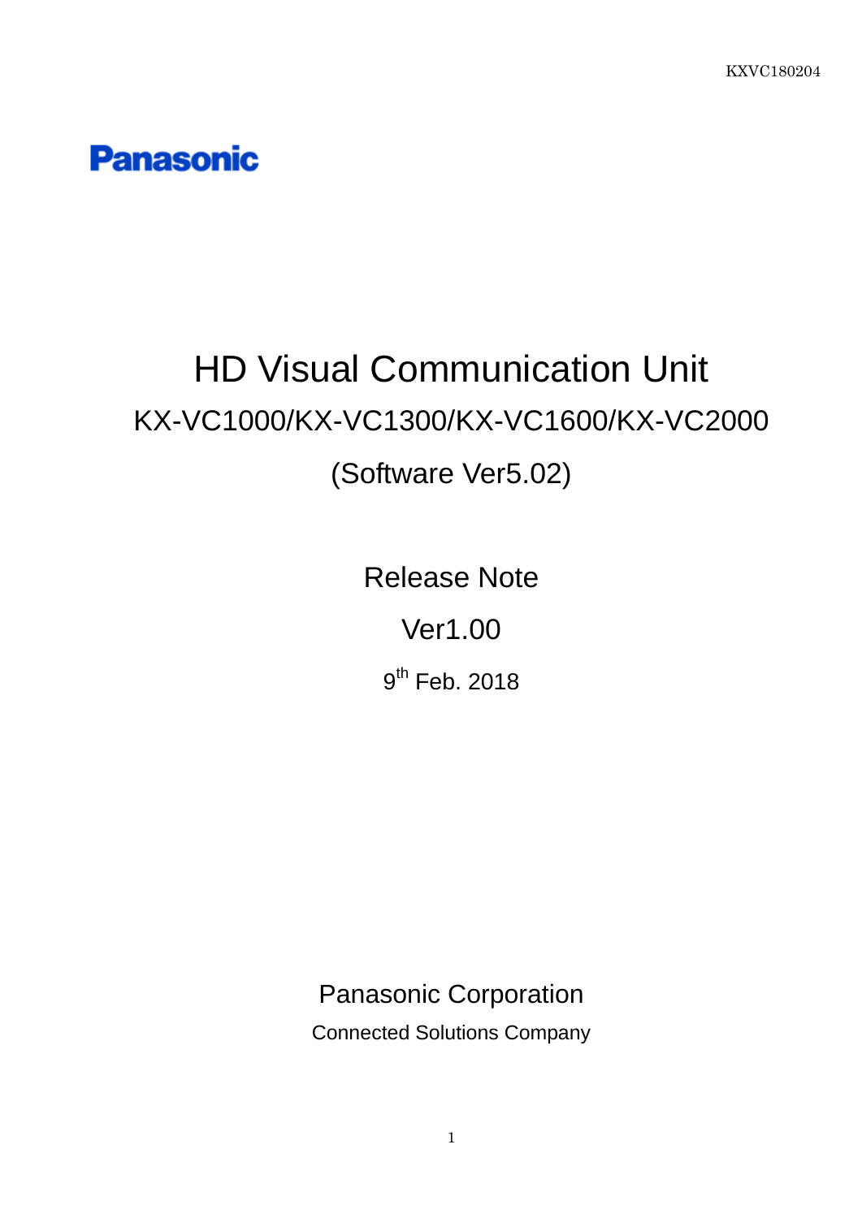KXVC180204

Panasonic

# HD Visual Communication Unit

## KX-VC1000/KX-VC1300/KX-VC1600/KX-VC2000

## (Software Ver5.02)

## Release Note

## Ver1.00

9th Feb. 2018

Panasonic Corporation

Connected Solutions Company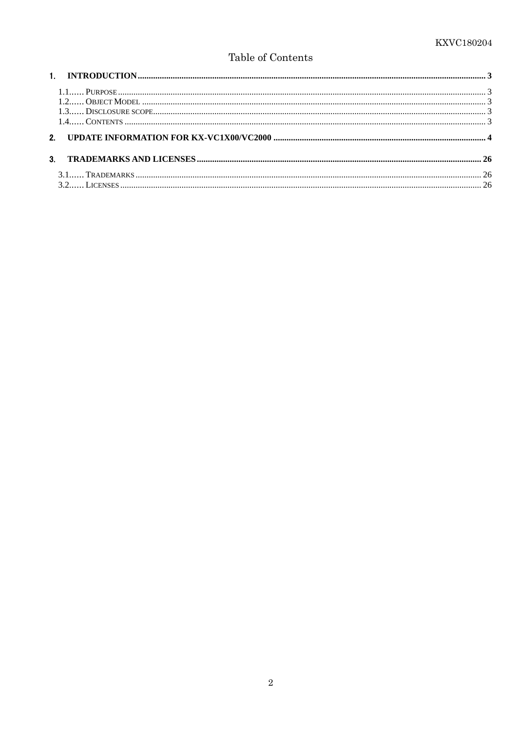# Table of Contents

1. **INTRODUCTION** ........................................................................................................ 3
   - 1.1...... PURPOSE ........................................................................................................ 3
   - 1.2...... OBJECT MODEL ........................................................................................................ 3
   - 1.3...... DISCLOSURE SCOPE ........................................................................................................ 3
   - 1.4...... CONTENTS ........................................................................................................ 3
2. **UPDATE INFORMATION FOR KX-VC1X00/VC2000** ........................................................................................................ 4
3. **TRADEMARKS AND LICENSES** ........................................................................................................ 26
   - 3.1...... TRADEMARKS ........................................................................................................ 26
   - 3.2...... LICENSES ........................................................................................................ 26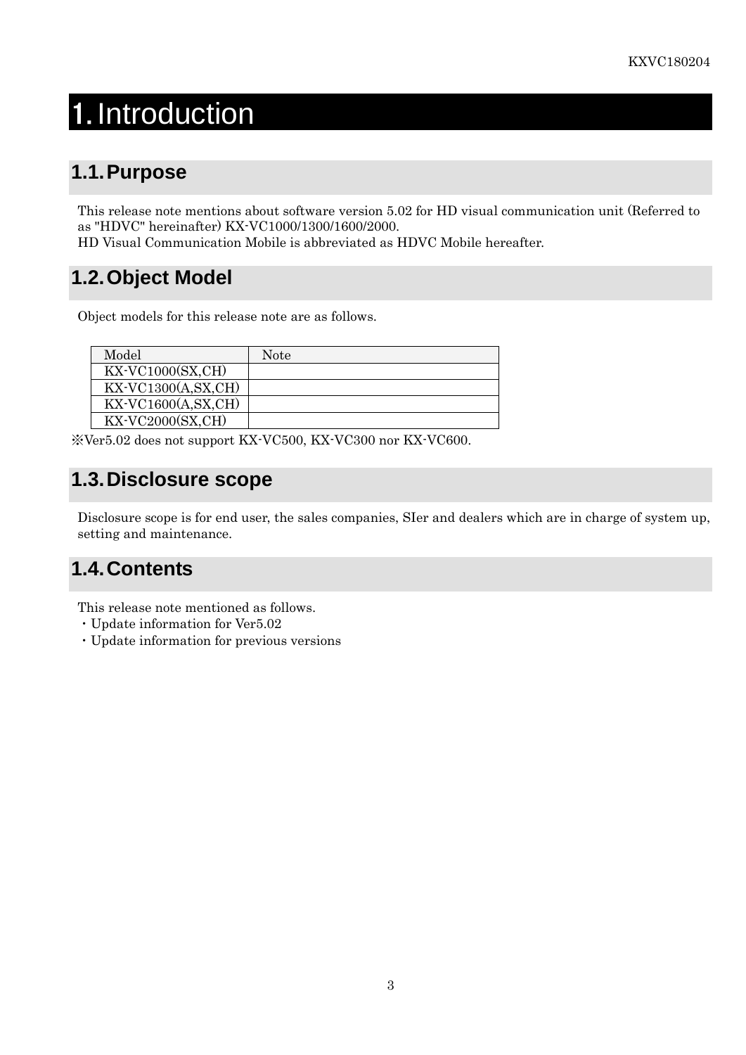# 1. Introduction

## 1.1. Purpose

This release note mentions about software version 5.02 for HD visual communication unit (Referred to as "HDVC" hereinafter) KX-VC1000/1300/1600/2000.
HD Visual Communication Mobile is abbreviated as HDVC Mobile hereafter.

## 1.2. Object Model

Object models for this release note are as follows.

| Model | Note |
| --- | --- |
| KX-VC1000(SX,CH) | |
| KX-VC1300(A,SX,CH) | |
| KX-VC1600(A,SX,CH) | |
| KX-VC2000(SX,CH) | |

※Ver5.02 does not support KX-VC500, KX-VC300 nor KX-VC600.

## 1.3. Disclosure scope

Disclosure scope is for end user, the sales companies, SIer and dealers which are in charge of system up, setting and maintenance.

## 1.4. Contents

This release note mentioned as follows.

・Update information for Ver5.02
・Update information for previous versions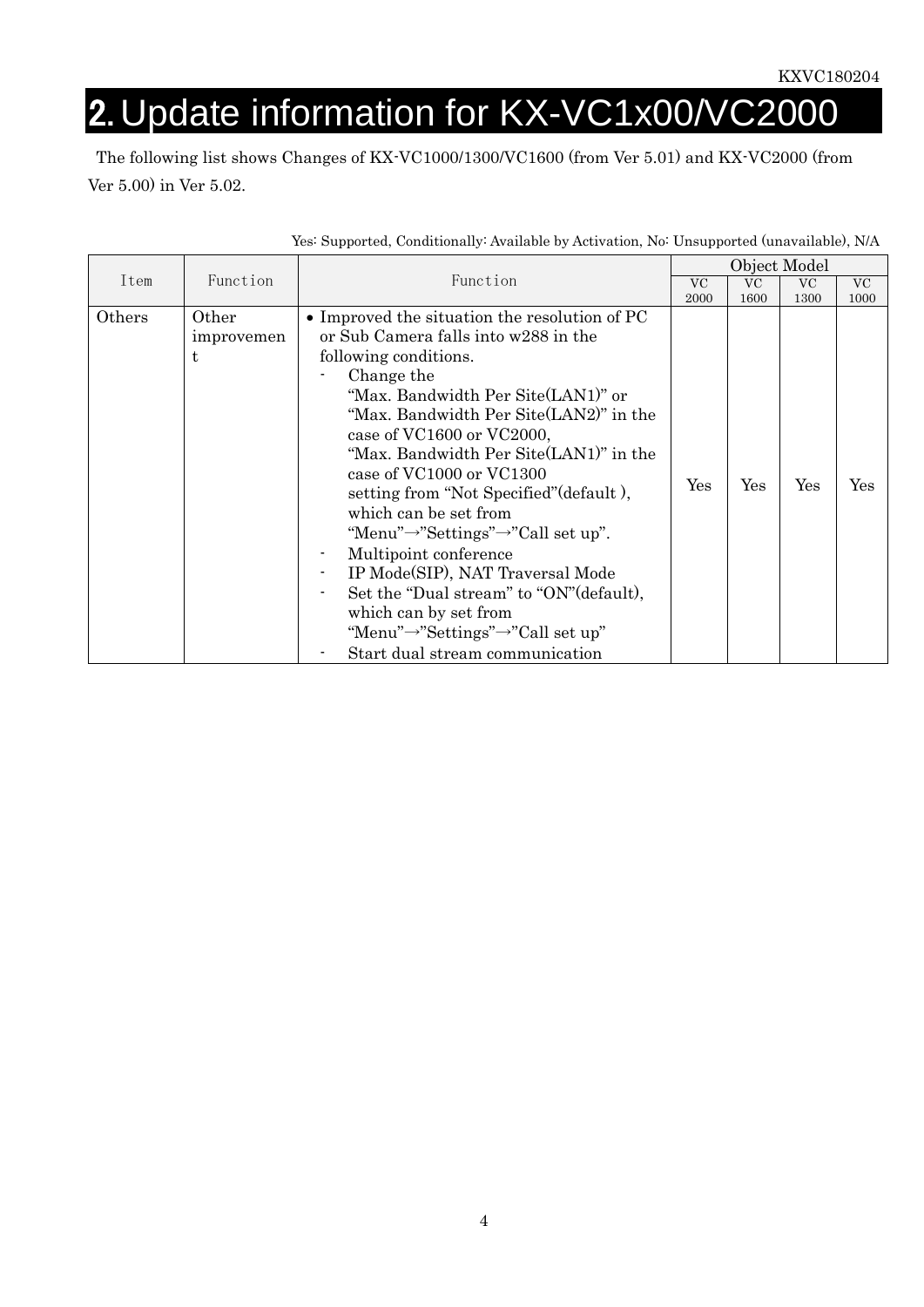## 2. Update information for KX-VC1x00/VC2000

The following list shows Changes of KX-VC1000/1300/VC1600 (from Ver 5.01) and KX-VC2000 (from Ver 5.00) in Ver 5.02.

Yes: Supported, Conditionally: Available by Activation, No: Unsupported (unavailable), N/A

| Item | Function | Function | Object Model | | | |
|---|---|---|---|---|---|---|
| | | | VC 2000 | VC 1600 | VC 1300 | VC 1000 |
| Others | Other improvement | • Improved the situation the resolution of PC or Sub Camera falls into w288 in the following conditions.<br>- Change the "Max. Bandwidth Per Site(LAN1)" or "Max. Bandwidth Per Site(LAN2)" in the case of VC1600 or VC2000, "Max. Bandwidth Per Site(LAN1)" in the case of VC1000 or VC1300 setting from "Not Specified"(default ), which can be set from "Menu"→"Settings"→"Call set up".<br>- Multipoint conference<br>- IP Mode(SIP), NAT Traversal Mode<br>- Set the "Dual stream" to "ON"(default), which can by set from "Menu"→"Settings"→"Call set up"<br>- Start dual stream communication | Yes | Yes | Yes | Yes |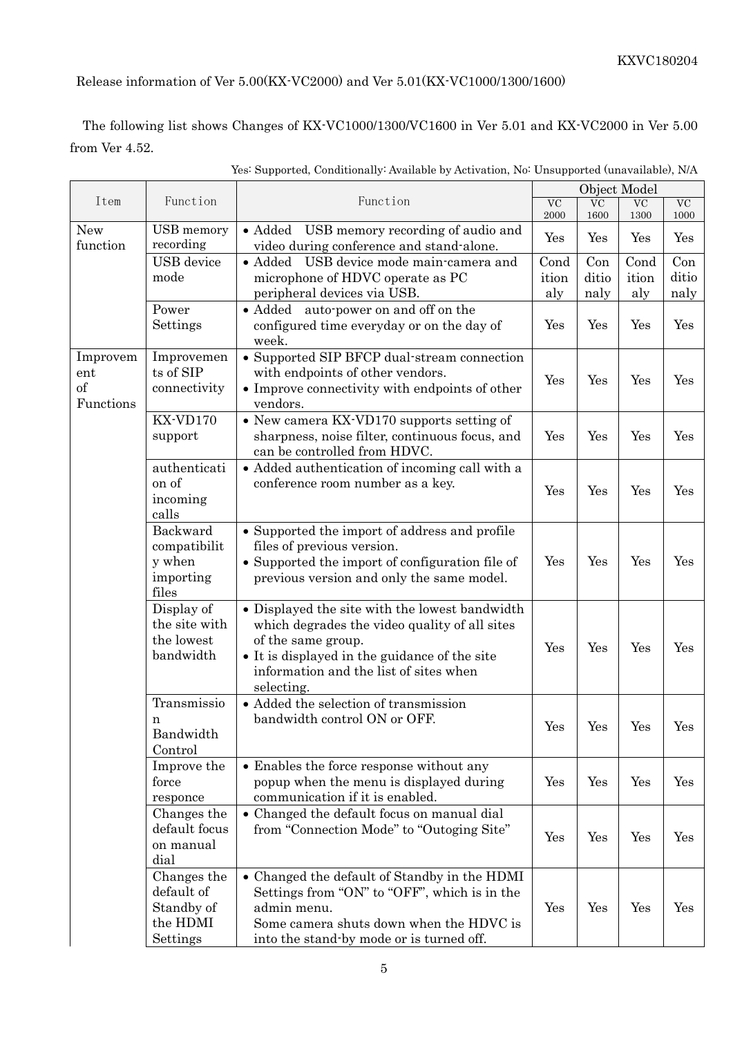KXVC180204

Release information of Ver 5.00(KX-VC2000) and Ver 5.01(KX-VC1000/1300/1600)

The following list shows Changes of KX-VC1000/1300/VC1600 in Ver 5.01 and KX-VC2000 in Ver 5.00 from Ver 4.52.

Yes: Supported, Conditionally: Available by Activation, No: Unsupported (unavailable), N/A

| Item | Function | Function | Object Model | | | |
|---|---|---|---|---|---|---|
| | | | VC 2000 | VC 1600 | VC 1300 | VC 1000 |
| New function | USB memory recording | • Added USB memory recording of audio and video during conference and stand-alone. | Yes | Yes | Yes | Yes |
| | USB device mode | • Added USB device mode main-camera and microphone of HDVC operate as PC peripheral devices via USB. | Conditionaly | Conditionaly | Conditionaly | Conditionaly |
| | Power Settings | • Added auto-power on and off on the configured time everyday or on the day of week. | Yes | Yes | Yes | Yes |
| Improvement of Functions | Improvements of SIP connectivity | • Supported SIP BFCP dual-stream connection with endpoints of other vendors.<br>• Improve connectivity with endpoints of other vendors. | Yes | Yes | Yes | Yes |
| | KX-VD170 support | • New camera KX-VD170 supports setting of sharpness, noise filter, continuous focus, and can be controlled from HDVC. | Yes | Yes | Yes | Yes |
| | authentication of incoming calls | • Added authentication of incoming call with a conference room number as a key. | Yes | Yes | Yes | Yes |
| | Backward compatibility when importing files | • Supported the import of address and profile files of previous version.<br>• Supported the import of configuration file of previous version and only the same model. | Yes | Yes | Yes | Yes |
| | Display of the site with the lowest bandwidth | • Displayed the site with the lowest bandwidth which degrades the video quality of all sites of the same group.<br>• It is displayed in the guidance of the site information and the list of sites when selecting. | Yes | Yes | Yes | Yes |
| | Transmission Bandwidth Control | • Added the selection of transmission bandwidth control ON or OFF. | Yes | Yes | Yes | Yes |
| | Improve the force responce | • Enables the force response without any popup when the menu is displayed during communication if it is enabled. | Yes | Yes | Yes | Yes |
| | Changes the default focus on manual dial | • Changed the default focus on manual dial from "Connection Mode" to "Outoging Site" | Yes | Yes | Yes | Yes |
| | Changes the default of Standby of the HDMI Settings | • Changed the default of Standby in the HDMI Settings from "ON" to "OFF", which is in the admin menu.<br>Some camera shuts down when the HDVC is into the stand-by mode or is turned off. | Yes | Yes | Yes | Yes |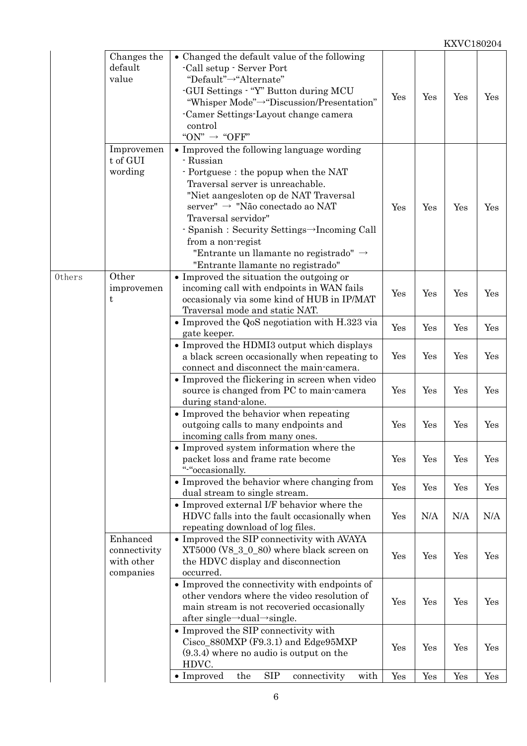| | | | | | | |
|---|---|---|---|---|---|---|
| | Changes the default value | • Changed the default value of the following<br>-Call setup - Server Port<br>"Default"→"Alternate"<br>-GUI Settings - "Y" Button during MCU<br>"Whisper Mode"→"Discussion/Presentation"<br>-Camer Settings-Layout change camera control<br>"ON" → "OFF" | Yes | Yes | Yes | Yes |
| | Improvement of GUI wording | • Improved the following language wording<br>- Russian<br>- Portguese : the popup when the NAT Traversal server is unreachable.<br>"Niet aangesloten op de NAT Traversal server" → "Não conectado ao NAT Traversal servidor"<br>- Spanish : Security Settings→Incoming Call from a non-regist<br>"Entrante un llamante no registrado" → "Entrante llamante no registrado" | Yes | Yes | Yes | Yes |
| Others | Other improvement | • Improved the situation the outgoing or incoming call with endpoints in WAN fails occasionaly via some kind of HUB in IP/MAT Traversal mode and static NAT. | Yes | Yes | Yes | Yes |
| | | • Improved the QoS negotiation with H.323 via gate keeper. | Yes | Yes | Yes | Yes |
| | | • Improved the HDMI3 output which displays a black screen occasionally when repeating to connect and disconnect the main-camera. | Yes | Yes | Yes | Yes |
| | | • Improved the flickering in screen when video source is changed from PC to main-camera during stand-alone. | Yes | Yes | Yes | Yes |
| | | • Improved the behavior when repeating outgoing calls to many endpoints and incoming calls from many ones. | Yes | Yes | Yes | Yes |
| | | • Improved system information where the packet loss and frame rate become "-"occasionally. | Yes | Yes | Yes | Yes |
| | | • Improved the behavior where changing from dual stream to single stream. | Yes | Yes | Yes | Yes |
| | | • Improved external I/F behavior where the HDVC falls into the fault occasionally when repeating download of log files. | Yes | N/A | N/A | N/A |
| | Enhanced connectivity with other companies | • Improved the SIP connectivity with AVAYA XT5000 (V8_3_0_80) where black screen on the HDVC display and disconnection occurred. | Yes | Yes | Yes | Yes |
| | | • Improved the connectivity with endpoints of other vendors where the video resolution of main stream is not recoveried occasionally after single→dual→single. | Yes | Yes | Yes | Yes |
| | | • Improved the SIP connectivity with Cisco_880MXP (F9.3.1) and Edge95MXP (9.3.4) where no audio is output on the HDVC. | Yes | Yes | Yes | Yes |
| | | • Improved the SIP connectivity with | Yes | Yes | Yes | Yes |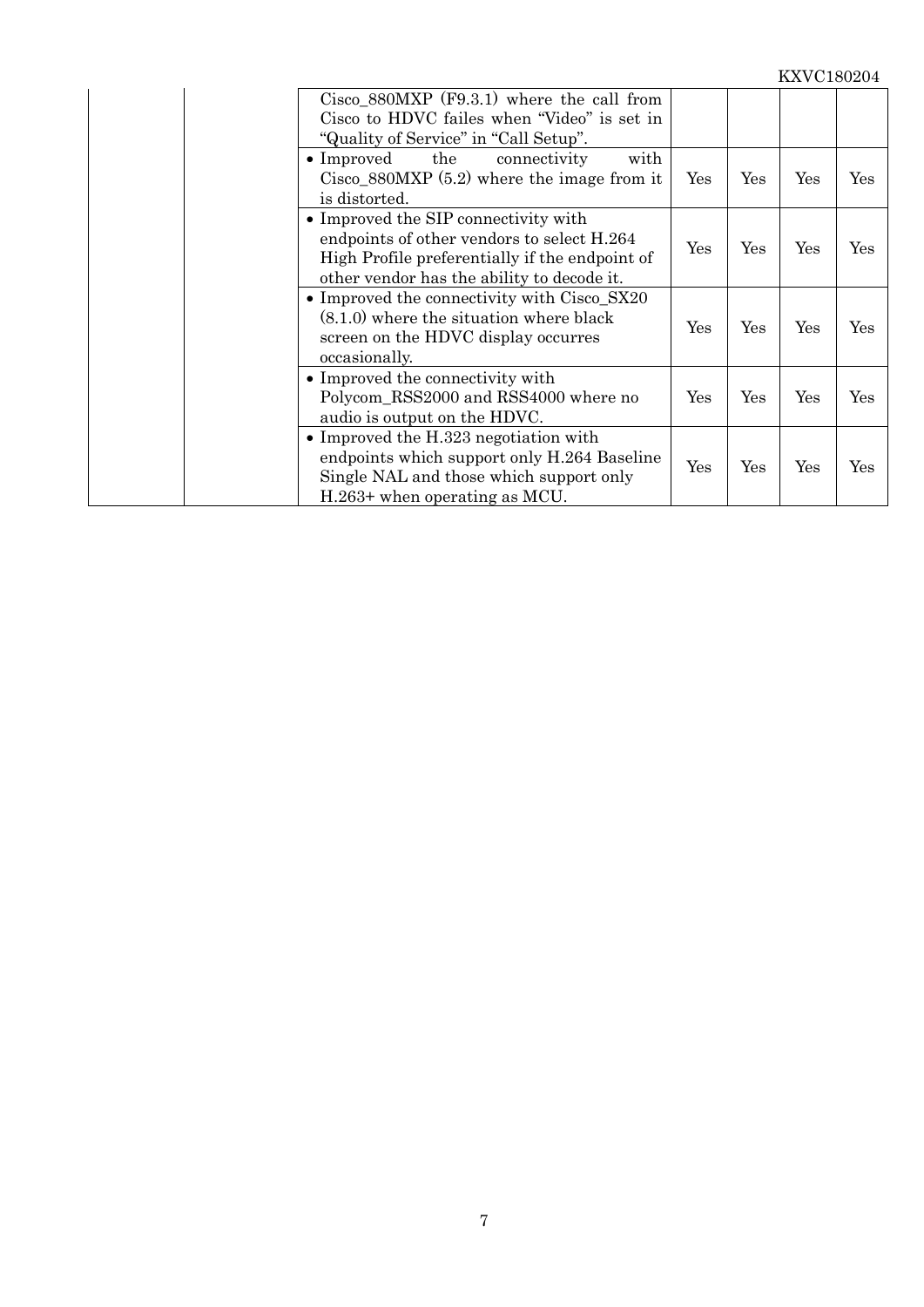| | | | | | | |
|---|---|---|---|---|---|---|
| | | Cisco_880MXP (F9.3.1) where the call from Cisco to HDVC failes when "Video" is set in "Quality of Service" in "Call Setup". | | | | |
| | | • Improved the connectivity with Cisco_880MXP (5.2) where the image from it is distorted. | Yes | Yes | Yes | Yes |
| | | • Improved the SIP connectivity with endpoints of other vendors to select H.264 High Profile preferentially if the endpoint of other vendor has the ability to decode it. | Yes | Yes | Yes | Yes |
| | | • Improved the connectivity with Cisco_SX20 (8.1.0) where the situation where black screen on the HDVC display occurres occasionally. | Yes | Yes | Yes | Yes |
| | | • Improved the connectivity with Polycom_RSS2000 and RSS4000 where no audio is output on the HDVC. | Yes | Yes | Yes | Yes |
| | | • Improved the H.323 negotiation with endpoints which support only H.264 Baseline Single NAL and those which support only H.263+ when operating as MCU. | Yes | Yes | Yes | Yes |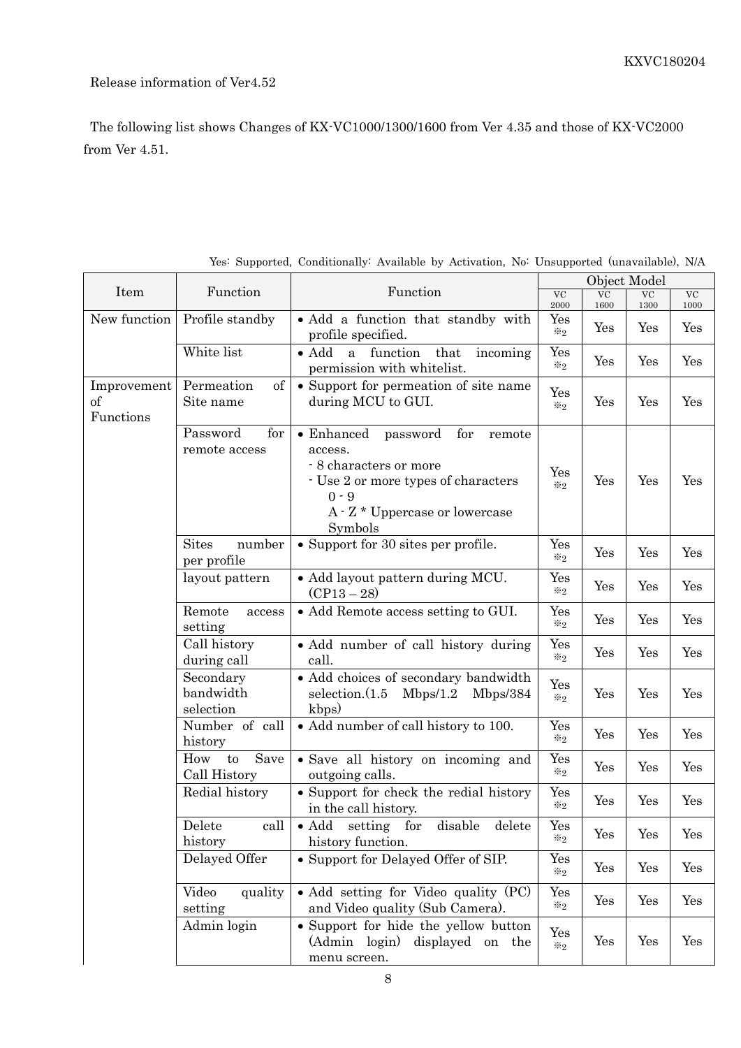Release information of Ver4.52

The following list shows Changes of KX-VC1000/1300/1600 from Ver 4.35 and those of KX-VC2000 from Ver 4.51.

Yes: Supported, Conditionally: Available by Activation, No: Unsupported (unavailable), N/A

| Item | Function | Function | Object Model | | | |
|---|---|---|---|---|---|---|
| | | | VC 2000 | VC 1600 | VC 1300 | VC 1000 |
| New function | Profile standby | • Add a function that standby with profile specified. | Yes ※2 | Yes | Yes | Yes |
| | White list | • Add a function that incoming permission with whitelist. | Yes ※2 | Yes | Yes | Yes |
| Improvement of Functions | Permeation of Site name | • Support for permeation of site name during MCU to GUI. | Yes ※2 | Yes | Yes | Yes |
| | Password for remote access | • Enhanced password for remote access.<br>- 8 characters or more<br>- Use 2 or more types of characters<br>0 - 9<br>A - Z * Uppercase or lowercase<br>Symbols | Yes ※2 | Yes | Yes | Yes |
| | Sites number per profile | • Support for 30 sites per profile. | Yes ※2 | Yes | Yes | Yes |
| | layout pattern | • Add layout pattern during MCU. (CP13 – 28) | Yes ※2 | Yes | Yes | Yes |
| | Remote access setting | • Add Remote access setting to GUI. | Yes ※2 | Yes | Yes | Yes |
| | Call history during call | • Add number of call history during call. | Yes ※2 | Yes | Yes | Yes |
| | Secondary bandwidth selection | • Add choices of secondary bandwidth selection.(1.5 Mbps/1.2 Mbps/384 kbps) | Yes ※2 | Yes | Yes | Yes |
| | Number of call history | • Add number of call history to 100. | Yes ※2 | Yes | Yes | Yes |
| | How to Save Call History | • Save all history on incoming and outgoing calls. | Yes ※2 | Yes | Yes | Yes |
| | Redial history | • Support for check the redial history in the call history. | Yes ※2 | Yes | Yes | Yes |
| | Delete call history | • Add setting for disable delete history function. | Yes ※2 | Yes | Yes | Yes |
| | Delayed Offer | • Support for Delayed Offer of SIP. | Yes ※2 | Yes | Yes | Yes |
| | Video quality setting | • Add setting for Video quality (PC) and Video quality (Sub Camera). | Yes ※2 | Yes | Yes | Yes |
| | Admin login | • Support for hide the yellow button (Admin login) displayed on the menu screen. | Yes ※2 | Yes | Yes | Yes |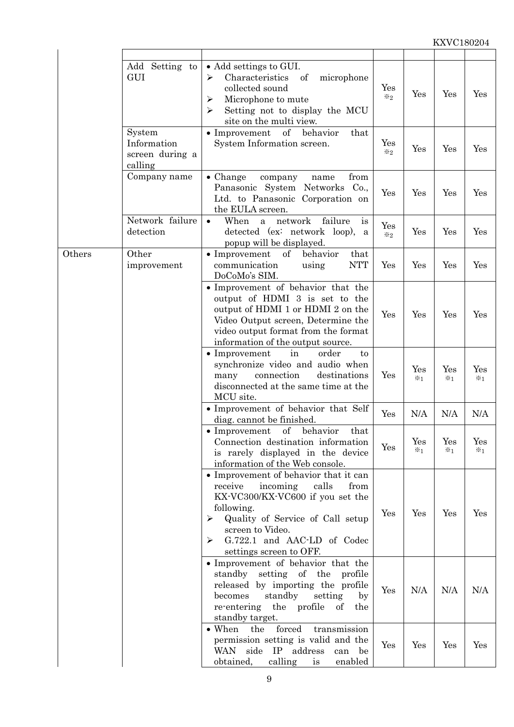| | | | | | | |
|---|---|---|---|---|---|---|
| | Add Setting to GUI | • Add settings to GUI.<br>➢ Characteristics of microphone collected sound<br>➢ Microphone to mute<br>➢ Setting not to display the MCU site on the multi view. | Yes ※2 | Yes | Yes | Yes |
| | System Information screen during a calling | • Improvement of behavior that System Information screen. | Yes ※2 | Yes | Yes | Yes |
| | Company name | • Change company name from Panasonic System Networks Co., Ltd. to Panasonic Corporation on the EULA screen. | Yes | Yes | Yes | Yes |
| | Network failure detection | • When a network failure is detected (ex: network loop), a popup will be displayed. | Yes ※2 | Yes | Yes | Yes |
| Others | Other improvement | • Improvement of behavior that communication using NTT DoCoMo's SIM. | Yes | Yes | Yes | Yes |
| | | • Improvement of behavior that the output of HDMI 3 is set to the output of HDMI 1 or HDMI 2 on the Video Output screen, Determine the video output format from the format information of the output source. | Yes | Yes | Yes | Yes |
| | | • Improvement in order to synchronize video and audio when many connection destinations disconnected at the same time at the MCU site. | Yes | Yes ※1 | Yes ※1 | Yes ※1 |
| | | • Improvement of behavior that Self diag. cannot be finished. | Yes | N/A | N/A | N/A |
| | | • Improvement of behavior that Connection destination information is rarely displayed in the device information of the Web console. | Yes | Yes ※1 | Yes ※1 | Yes ※1 |
| | | • Improvement of behavior that it can receive incoming calls from KX-VC300/KX-VC600 if you set the following.<br>➢ Quality of Service of Call setup screen to Video.<br>➢ G.722.1 and AAC-LD of Codec settings screen to OFF. | Yes | Yes | Yes | Yes |
| | | • Improvement of behavior that the standby setting of the profile released by importing the profile becomes standby setting by re-entering the profile of the standby target. | Yes | N/A | N/A | N/A |
| | | • When the forced transmission permission setting is valid and the WAN side IP address can be obtained, calling is enabled | Yes | Yes | Yes | Yes |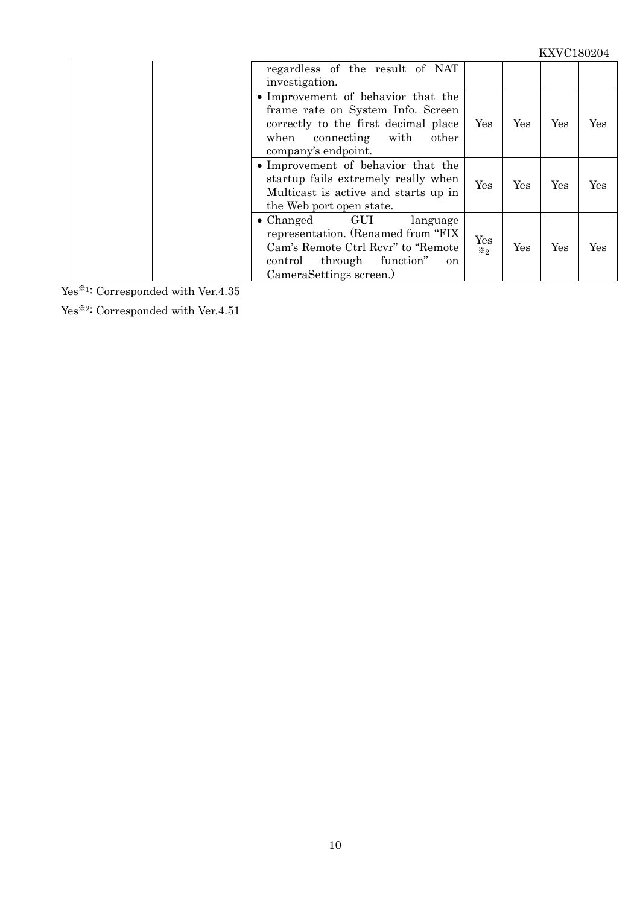| | | | | | | |
|---|---|---|---|---|---|---|
| | | regardless of the result of NAT investigation. | | | | |
| | | • Improvement of behavior that the frame rate on System Info. Screen correctly to the first decimal place when connecting with other company's endpoint. | Yes | Yes | Yes | Yes |
| | | • Improvement of behavior that the startup fails extremely really when Multicast is active and starts up in the Web port open state. | Yes | Yes | Yes | Yes |
| | | • Changed GUI language representation. (Renamed from "FIX Cam's Remote Ctrl Rcvr" to "Remote control through function" on CameraSettings screen.) | Yes ※2 | Yes | Yes | Yes |

Yes※1: Corresponded with Ver.4.35

Yes※2: Corresponded with Ver.4.51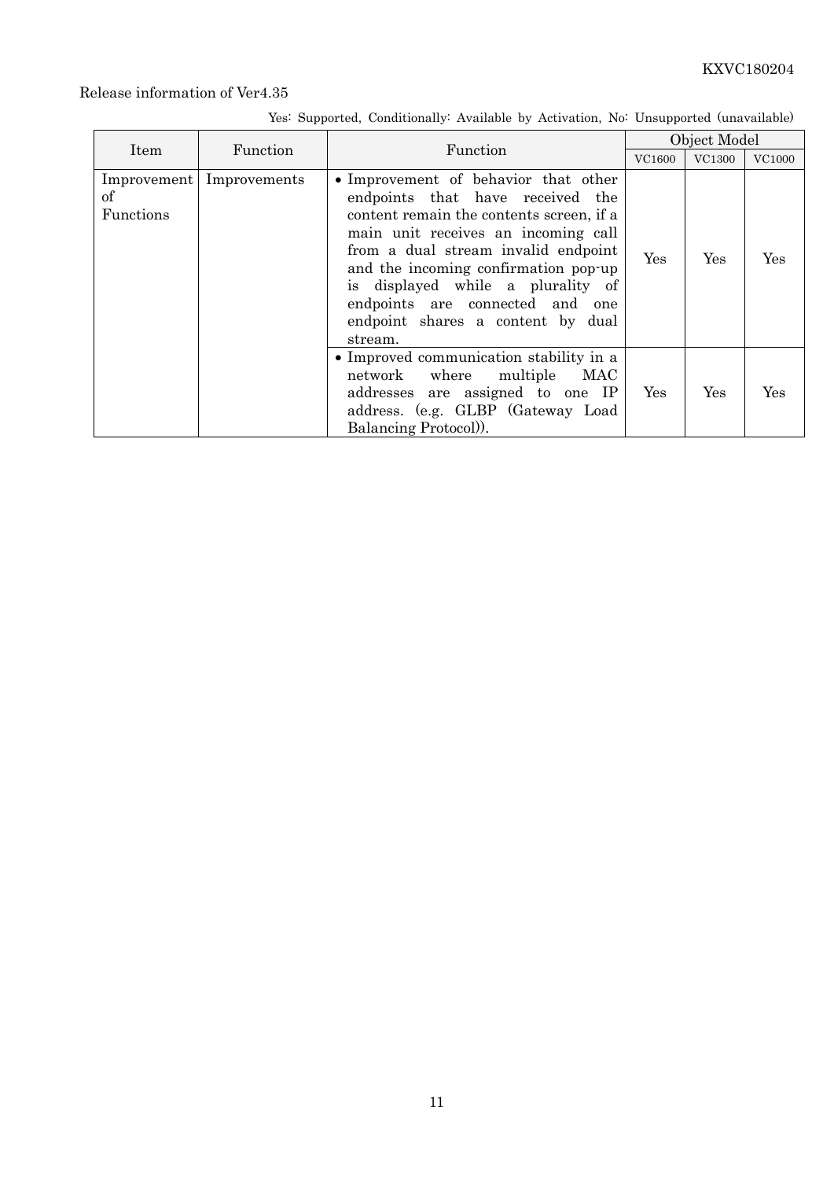Release information of Ver4.35

Yes: Supported, Conditionally: Available by Activation, No: Unsupported (unavailable)

| Item | Function | Function | Object Model | | |
|---|---|---|---|---|---|
| | | | VC1600 | VC1300 | VC1000 |
| Improvement of Functions | Improvements | • Improvement of behavior that other endpoints that have received the content remain the contents screen, if a main unit receives an incoming call from a dual stream invalid endpoint and the incoming confirmation pop-up is displayed while a plurality of endpoints are connected and one endpoint shares a content by dual stream. | Yes | Yes | Yes |
| | | • Improved communication stability in a network where multiple MAC addresses are assigned to one IP address. (e.g. GLBP (Gateway Load Balancing Protocol)). | Yes | Yes | Yes |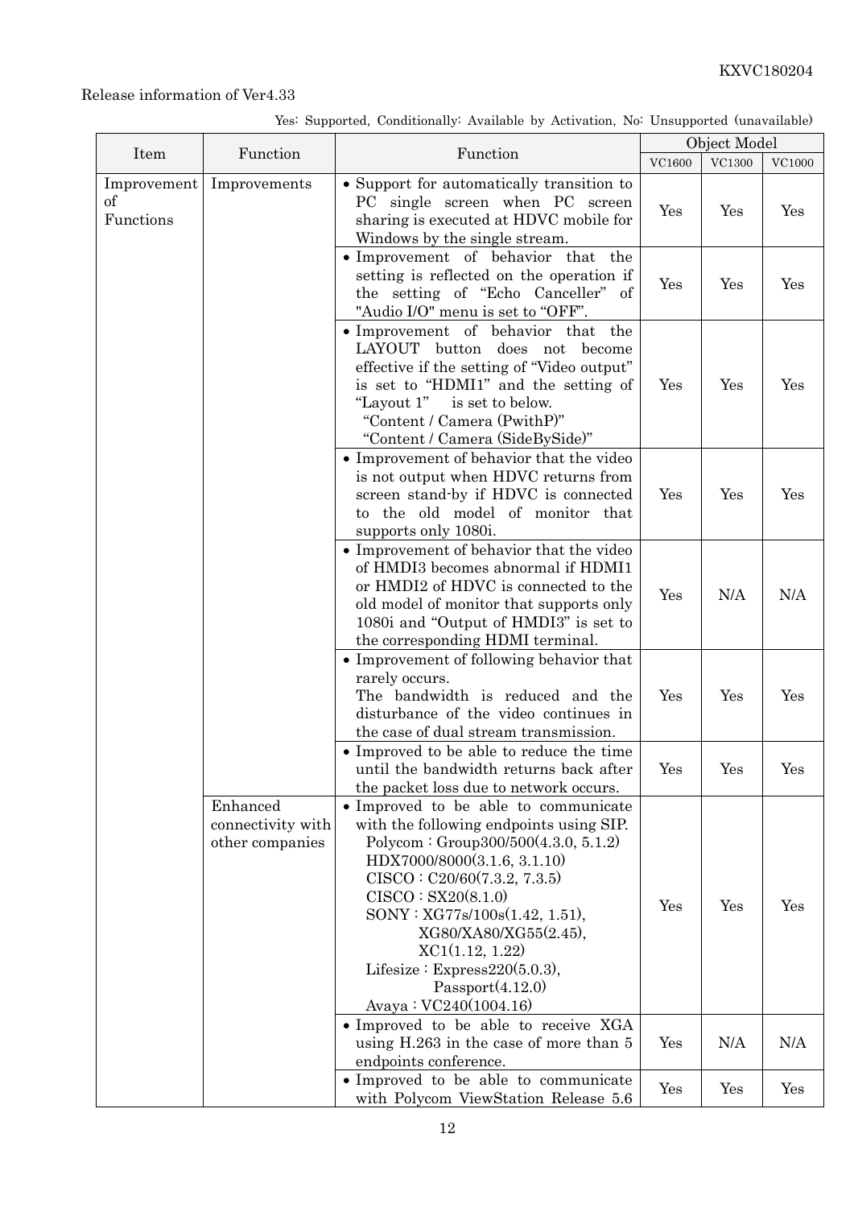Release information of Ver4.33

Yes: Supported, Conditionally: Available by Activation, No: Unsupported (unavailable)

| Item | Function | Function | Object Model | | |
|---|---|---|---|---|---|
| | | | VC1600 | VC1300 | VC1000 |
| Improvement of Functions | Improvements | • Support for automatically transition to PC single screen when PC screen sharing is executed at HDVC mobile for Windows by the single stream. | Yes | Yes | Yes |
| | | • Improvement of behavior that the setting is reflected on the operation if the setting of "Echo Canceller" of "Audio I/O" menu is set to "OFF". | Yes | Yes | Yes |
| | | • Improvement of behavior that the LAYOUT button does not become effective if the setting of "Video output" is set to "HDMI1" and the setting of "Layout 1" is set to below.<br>"Content / Camera (PwithP)"<br>"Content / Camera (SideBySide)" | Yes | Yes | Yes |
| | | • Improvement of behavior that the video is not output when HDVC returns from screen stand-by if HDVC is connected to the old model of monitor that supports only 1080i. | Yes | Yes | Yes |
| | | • Improvement of behavior that the video of HMDI3 becomes abnormal if HDMI1 or HMDI2 of HDVC is connected to the old model of monitor that supports only 1080i and "Output of HMDI3" is set to the corresponding HDMI terminal. | Yes | N/A | N/A |
| | | • Improvement of following behavior that rarely occurs.<br>The bandwidth is reduced and the disturbance of the video continues in the case of dual stream transmission. | Yes | Yes | Yes |
| | | • Improved to be able to reduce the time until the bandwidth returns back after the packet loss due to network occurs. | Yes | Yes | Yes |
| | Enhanced connectivity with other companies | • Improved to be able to communicate with the following endpoints using SIP.<br>Polycom : Group300/500(4.3.0, 5.1.2)<br>HDX7000/8000(3.1.6, 3.1.10)<br>CISCO : C20/60(7.3.2, 7.3.5)<br>CISCO : SX20(8.1.0)<br>SONY : XG77s/100s(1.42, 1.51),<br>XG80/XA80/XG55(2.45),<br>XC1(1.12, 1.22)<br>Lifesize : Express220(5.0.3),<br>Passport(4.12.0)<br>Avaya : VC240(1004.16) | Yes | Yes | Yes |
| | | • Improved to be able to receive XGA using H.263 in the case of more than 5 endpoints conference. | Yes | N/A | N/A |
| | | • Improved to be able to communicate with Polycom ViewStation Release 5.6 | Yes | Yes | Yes |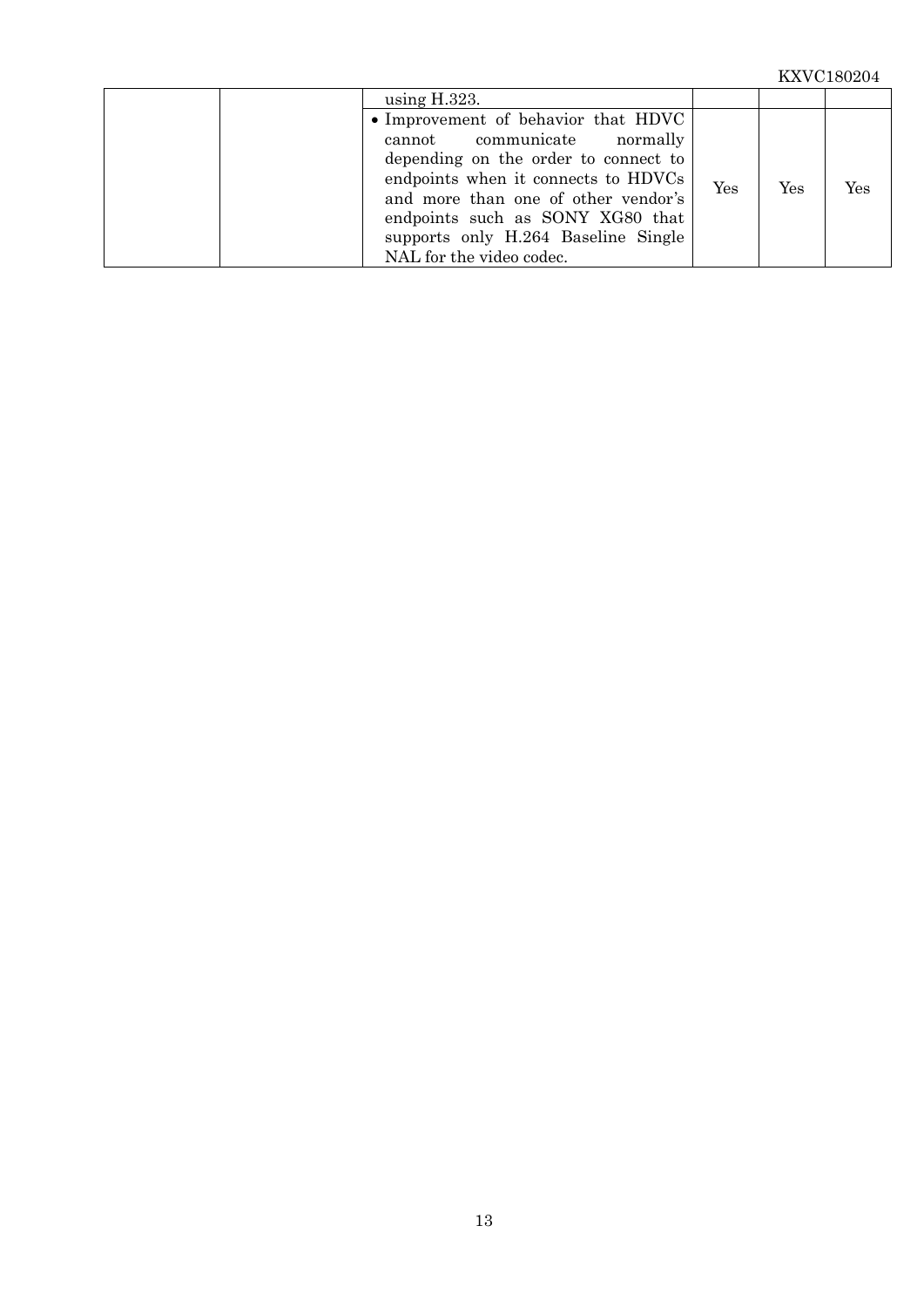| | | | | | |
|---|---|---|---|---|---|
| | | using H.323. | | | |
| | | • Improvement of behavior that HDVC cannot communicate normally depending on the order to connect to endpoints when it connects to HDVCs and more than one of other vendor's endpoints such as SONY XG80 that supports only H.264 Baseline Single NAL for the video codec. | Yes | Yes | Yes |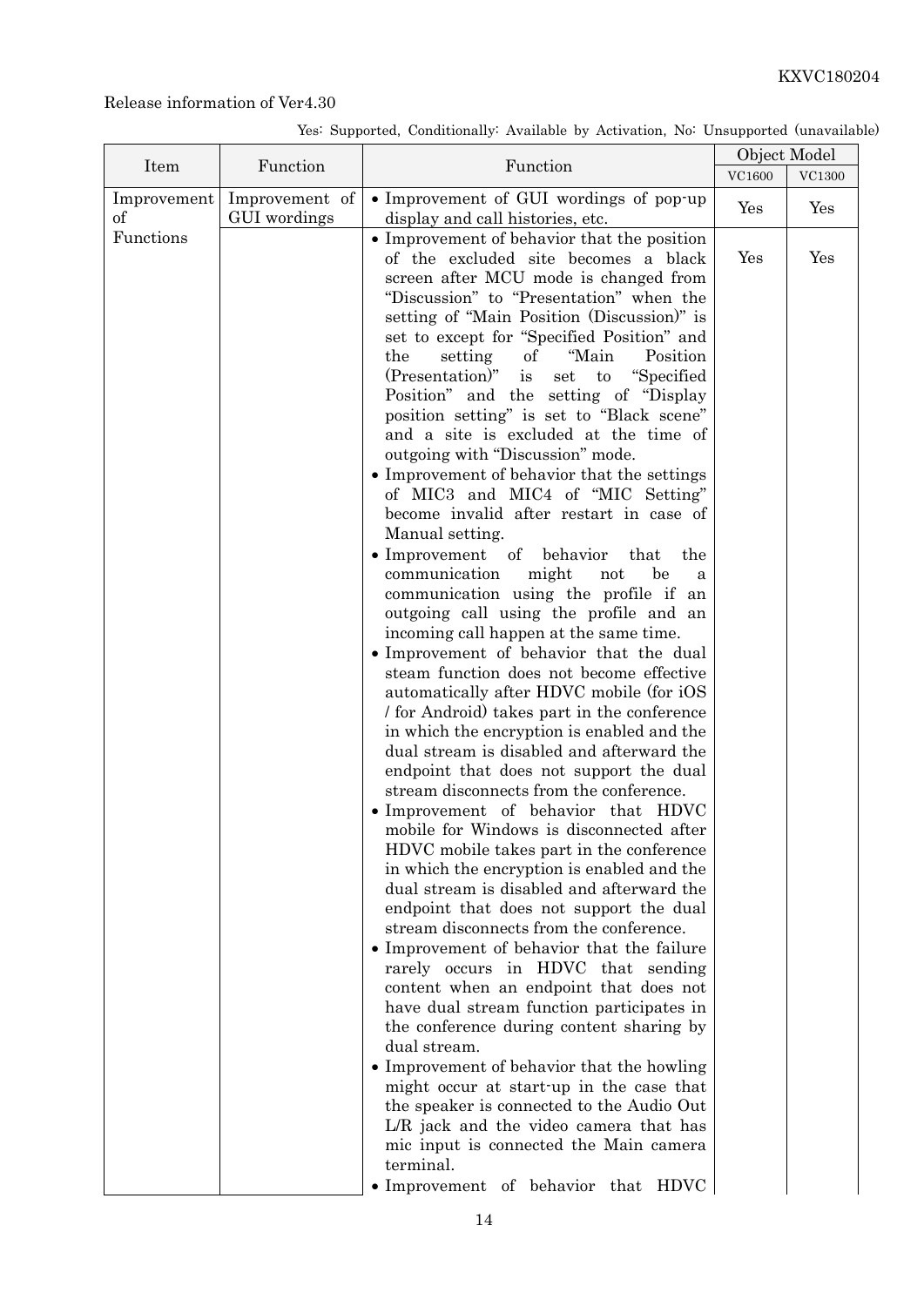Release information of Ver4.30

Yes: Supported, Conditionally: Available by Activation, No: Unsupported (unavailable)

| Item | Function | Function | Object Model | |
|---|---|---|---|---|
| | | | VC1600 | VC1300 |
| Improvement of Functions | Improvement of GUI wordings | • Improvement of GUI wordings of pop-up display and call histories, etc. | Yes | Yes |
| | | • Improvement of behavior that the position of the excluded site becomes a black screen after MCU mode is changed from "Discussion" to "Presentation" when the setting of "Main Position (Discussion)" is set to except for "Specified Position" and the setting of "Main Position (Presentation)" is set to "Specified Position" and the setting of "Display position setting" is set to "Black scene" and a site is excluded at the time of outgoing with "Discussion" mode.<br>• Improvement of behavior that the settings of MIC3 and MIC4 of "MIC Setting" become invalid after restart in case of Manual setting.<br>• Improvement of behavior that the communication might not be a communication using the profile if an outgoing call using the profile and an incoming call happen at the same time.<br>• Improvement of behavior that the dual steam function does not become effective automatically after HDVC mobile (for iOS / for Android) takes part in the conference in which the encryption is enabled and the dual stream is disabled and afterward the endpoint that does not support the dual stream disconnects from the conference.<br>• Improvement of behavior that HDVC mobile for Windows is disconnected after HDVC mobile takes part in the conference in which the encryption is enabled and the dual stream is disabled and afterward the endpoint that does not support the dual stream disconnects from the conference.<br>• Improvement of behavior that the failure rarely occurs in HDVC that sending content when an endpoint that does not have dual stream function participates in the conference during content sharing by dual stream.<br>• Improvement of behavior that the howling might occur at start-up in the case that the speaker is connected to the Audio Out L/R jack and the video camera that has mic input is connected the Main camera terminal.<br>• Improvement of behavior that HDVC | Yes | Yes |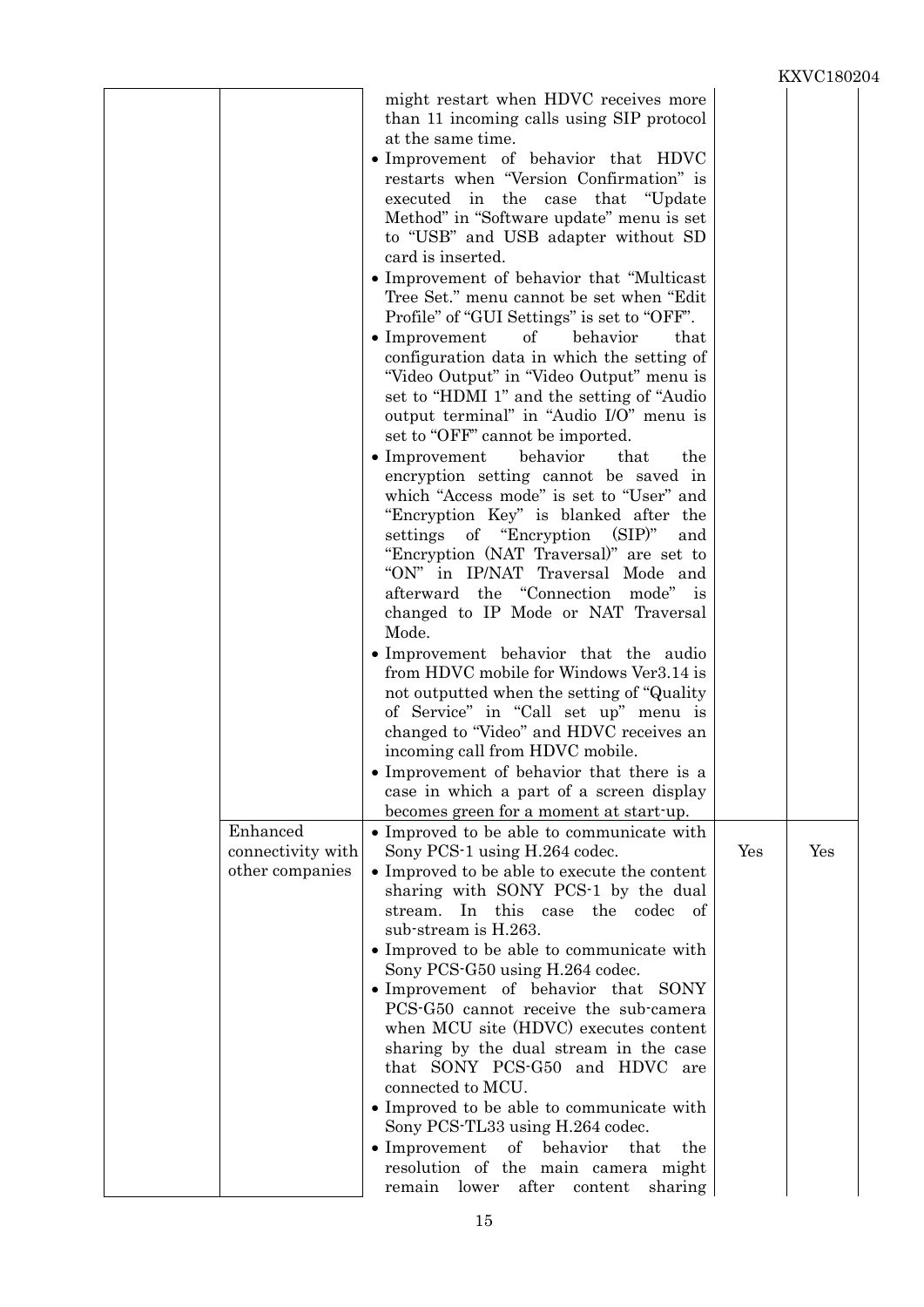| | | | | |
|---|---|---|---|---|
| | | might restart when HDVC receives more than 11 incoming calls using SIP protocol at the same time.<br>• Improvement of behavior that HDVC restarts when "Version Confirmation" is executed in the case that "Update Method" in "Software update" menu is set to "USB" and USB adapter without SD card is inserted.<br>• Improvement of behavior that "Multicast Tree Set." menu cannot be set when "Edit Profile" of "GUI Settings" is set to "OFF".<br>• Improvement of behavior that configuration data in which the setting of "Video Output" in "Video Output" menu is set to "HDMI 1" and the setting of "Audio output terminal" in "Audio I/O" menu is set to "OFF" cannot be imported.<br>• Improvement behavior that the encryption setting cannot be saved in which "Access mode" is set to "User" and "Encryption Key" is blanked after the settings of "Encryption (SIP)" and "Encryption (NAT Traversal)" are set to "ON" in IP/NAT Traversal Mode and afterward the "Connection mode" is changed to IP Mode or NAT Traversal Mode.<br>• Improvement behavior that the audio from HDVC mobile for Windows Ver3.14 is not outputted when the setting of "Quality of Service" in "Call set up" menu is changed to "Video" and HDVC receives an incoming call from HDVC mobile.<br>• Improvement of behavior that there is a case in which a part of a screen display becomes green for a moment at start-up. | | |
| | Enhanced connectivity with other companies | • Improved to be able to communicate with Sony PCS-1 using H.264 codec.<br>• Improved to be able to execute the content sharing with SONY PCS-1 by the dual stream. In this case the codec of sub-stream is H.263.<br>• Improved to be able to communicate with Sony PCS-G50 using H.264 codec.<br>• Improvement of behavior that SONY PCS-G50 cannot receive the sub-camera when MCU site (HDVC) executes content sharing by the dual stream in the case that SONY PCS-G50 and HDVC are connected to MCU.<br>• Improved to be able to communicate with Sony PCS-TL33 using H.264 codec.<br>• Improvement of behavior that the resolution of the main camera might remain lower after content sharing | Yes | Yes |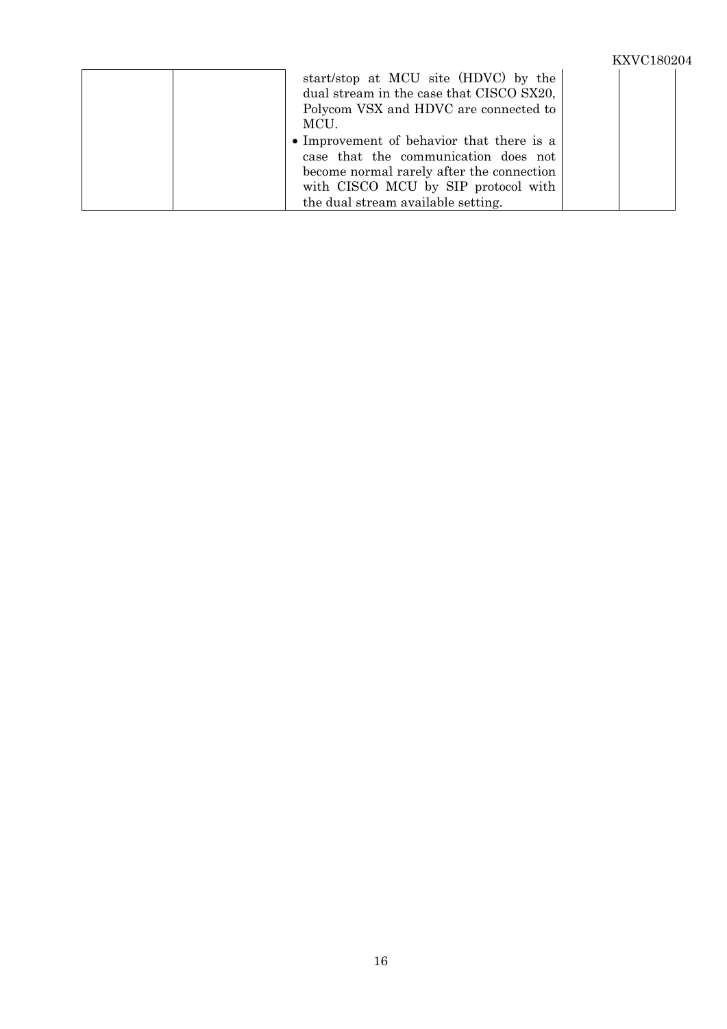| | | | | |
|---|---|---|---|---|
| | | start/stop at MCU site (HDVC) by the dual stream in the case that CISCO SX20, Polycom VSX and HDVC are connected to MCU.<br>• Improvement of behavior that there is a case that the communication does not become normal rarely after the connection with CISCO MCU by SIP protocol with the dual stream available setting. | | |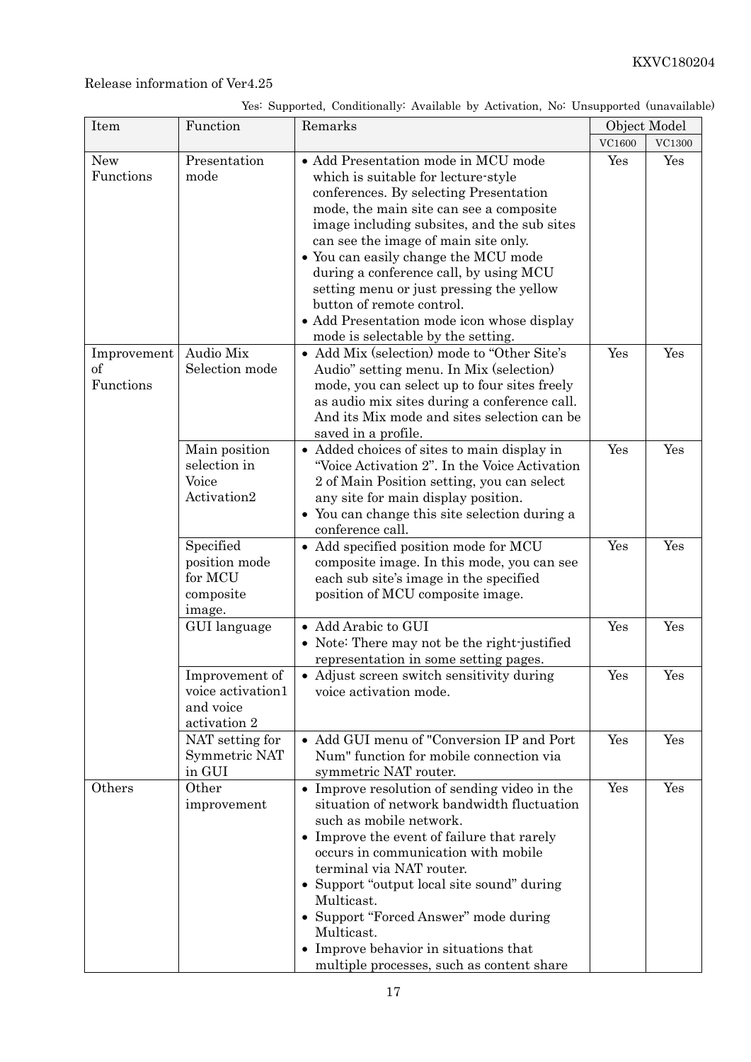Release information of Ver4.25

Yes: Supported, Conditionally: Available by Activation, No: Unsupported (unavailable)

| Item | Function | Remarks | Object Model | |
|---|---|---|---|---|
| | | | VC1600 | VC1300 |
| New Functions | Presentation mode | • Add Presentation mode in MCU mode which is suitable for lecture-style conferences. By selecting Presentation mode, the main site can see a composite image including subsites, and the sub sites can see the image of main site only.<br>• You can easily change the MCU mode during a conference call, by using MCU setting menu or just pressing the yellow button of remote control.<br>• Add Presentation mode icon whose display mode is selectable by the setting. | Yes | Yes |
| Improvement of Functions | Audio Mix Selection mode | • Add Mix (selection) mode to "Other Site's Audio" setting menu. In Mix (selection) mode, you can select up to four sites freely as audio mix sites during a conference call. And its Mix mode and sites selection can be saved in a profile. | Yes | Yes |
| | Main position selection in Voice Activation2 | • Added choices of sites to main display in "Voice Activation 2". In the Voice Activation 2 of Main Position setting, you can select any site for main display position.<br>• You can change this site selection during a conference call. | Yes | Yes |
| | Specified position mode for MCU composite image. | • Add specified position mode for MCU composite image. In this mode, you can see each sub site's image in the specified position of MCU composite image. | Yes | Yes |
| | GUI language | • Add Arabic to GUI<br>• Note: There may not be the right-justified representation in some setting pages. | Yes | Yes |
| | Improvement of voice activation1 and voice activation 2 | • Adjust screen switch sensitivity during voice activation mode. | Yes | Yes |
| | NAT setting for Symmetric NAT in GUI | • Add GUI menu of "Conversion IP and Port Num" function for mobile connection via symmetric NAT router. | Yes | Yes |
| Others | Other improvement | • Improve resolution of sending video in the situation of network bandwidth fluctuation such as mobile network.<br>• Improve the event of failure that rarely occurs in communication with mobile terminal via NAT router.<br>• Support "output local site sound" during Multicast.<br>• Support "Forced Answer" mode during Multicast.<br>• Improve behavior in situations that multiple processes, such as content share | Yes | Yes |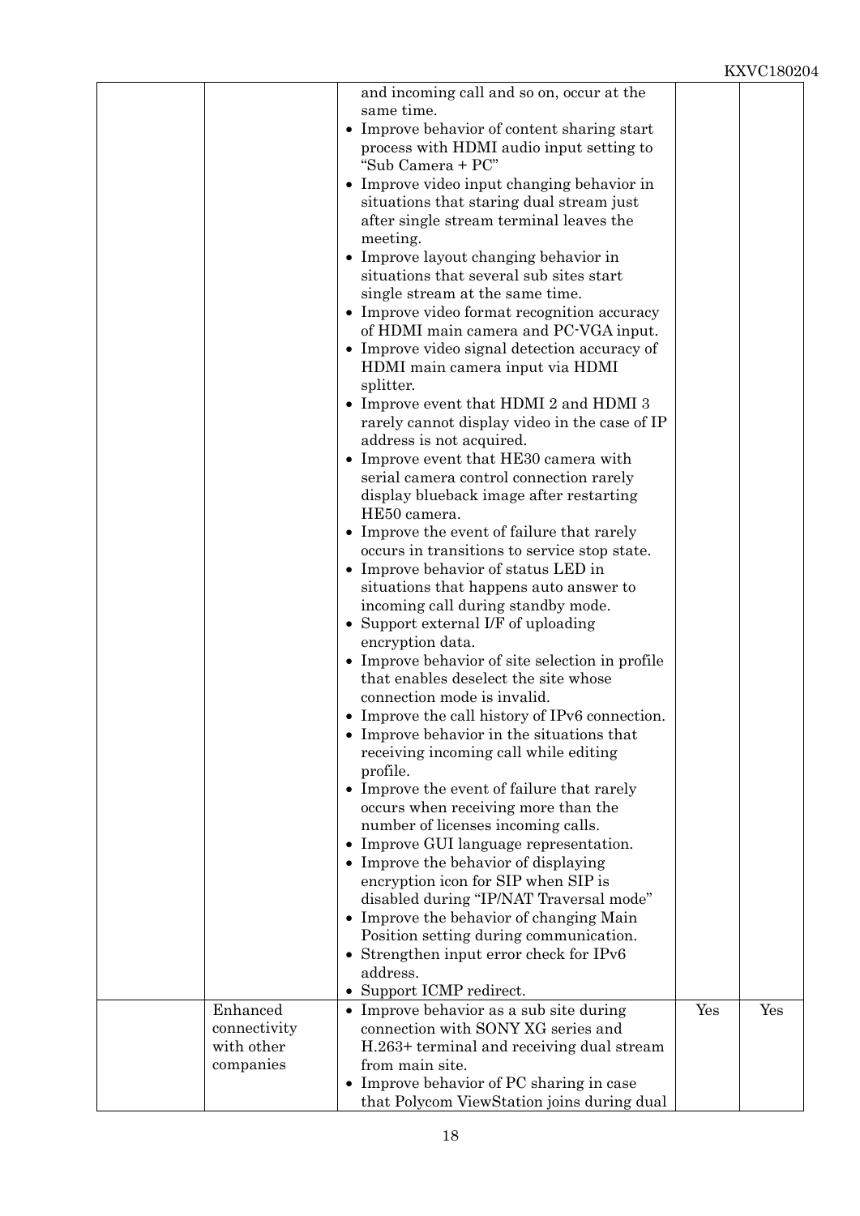| | | | | |
|---|---|---|---|---|
| | | and incoming call and so on, occur at the same time.<br>• Improve behavior of content sharing start process with HDMI audio input setting to "Sub Camera + PC"<br>• Improve video input changing behavior in situations that staring dual stream just after single stream terminal leaves the meeting.<br>• Improve layout changing behavior in situations that several sub sites start single stream at the same time.<br>• Improve video format recognition accuracy of HDMI main camera and PC-VGA input.<br>• Improve video signal detection accuracy of HDMI main camera input via HDMI splitter.<br>• Improve event that HDMI 2 and HDMI 3 rarely cannot display video in the case of IP address is not acquired.<br>• Improve event that HE30 camera with serial camera control connection rarely display blueback image after restarting HE50 camera.<br>• Improve the event of failure that rarely occurs in transitions to service stop state.<br>• Improve behavior of status LED in situations that happens auto answer to incoming call during standby mode.<br>• Support external I/F of uploading encryption data.<br>• Improve behavior of site selection in profile that enables deselect the site whose connection mode is invalid.<br>• Improve the call history of IPv6 connection.<br>• Improve behavior in the situations that receiving incoming call while editing profile.<br>• Improve the event of failure that rarely occurs when receiving more than the number of licenses incoming calls.<br>• Improve GUI language representation.<br>• Improve the behavior of displaying encryption icon for SIP when SIP is disabled during "IP/NAT Traversal mode"<br>• Improve the behavior of changing Main Position setting during communication.<br>• Strengthen input error check for IPv6 address.<br>• Support ICMP redirect. | | |
| | Enhanced connectivity with other companies | • Improve behavior as a sub site during connection with SONY XG series and H.263+ terminal and receiving dual stream from main site.<br>• Improve behavior of PC sharing in case that Polycom ViewStation joins during dual | Yes | Yes |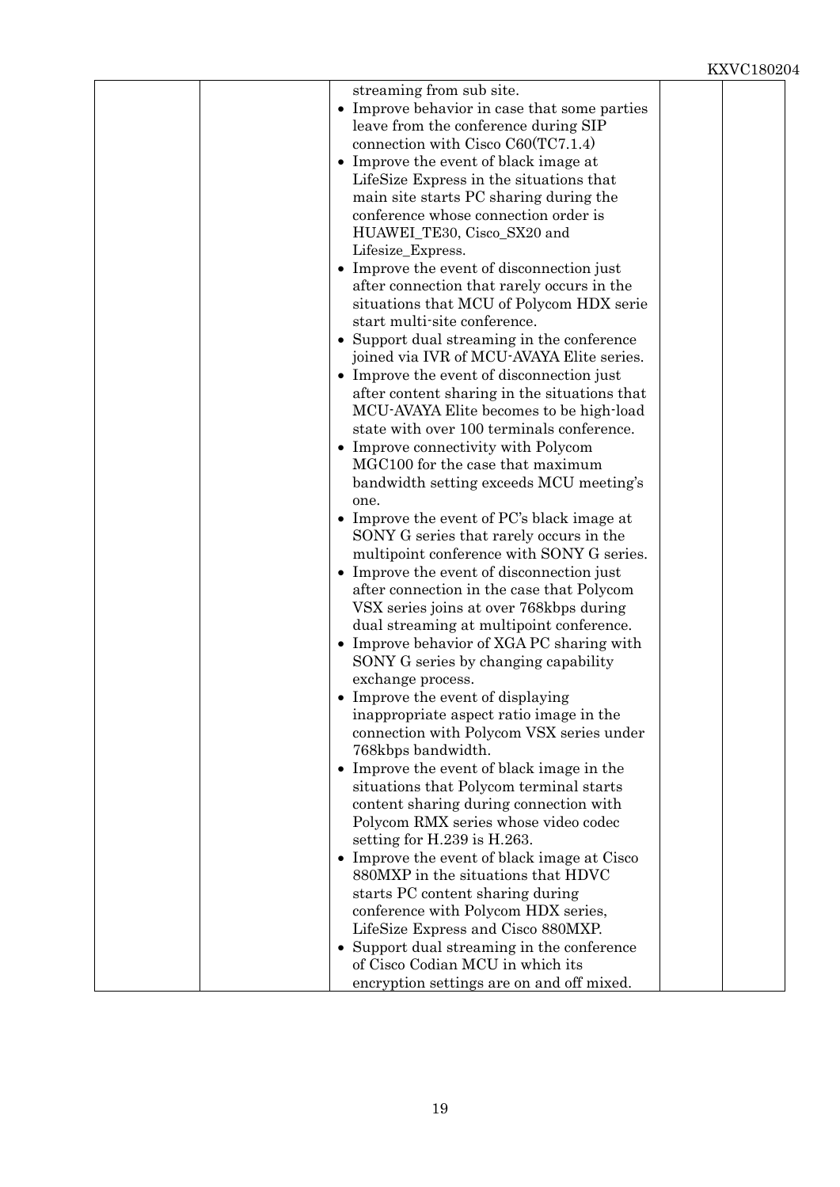| | | | | |
|---|---|---|---|---|
| | | streaming from sub site.<br>• Improve behavior in case that some parties leave from the conference during SIP connection with Cisco C60(TC7.1.4)<br>• Improve the event of black image at LifeSize Express in the situations that main site starts PC sharing during the conference whose connection order is HUAWEI_TE30, Cisco_SX20 and Lifesize_Express.<br>• Improve the event of disconnection just after connection that rarely occurs in the situations that MCU of Polycom HDX serie start multi-site conference.<br>• Support dual streaming in the conference joined via IVR of MCU-AVAYA Elite series.<br>• Improve the event of disconnection just after content sharing in the situations that MCU-AVAYA Elite becomes to be high-load state with over 100 terminals conference.<br>• Improve connectivity with Polycom MGC100 for the case that maximum bandwidth setting exceeds MCU meeting's one.<br>• Improve the event of PC's black image at SONY G series that rarely occurs in the multipoint conference with SONY G series.<br>• Improve the event of disconnection just after connection in the case that Polycom VSX series joins at over 768kbps during dual streaming at multipoint conference.<br>• Improve behavior of XGA PC sharing with SONY G series by changing capability exchange process.<br>• Improve the event of displaying inappropriate aspect ratio image in the connection with Polycom VSX series under 768kbps bandwidth.<br>• Improve the event of black image in the situations that Polycom terminal starts content sharing during connection with Polycom RMX series whose video codec setting for H.239 is H.263.<br>• Improve the event of black image at Cisco 880MXP in the situations that HDVC starts PC content sharing during conference with Polycom HDX series, LifeSize Express and Cisco 880MXP.<br>• Support dual streaming in the conference of Cisco Codian MCU in which its encryption settings are on and off mixed. | | |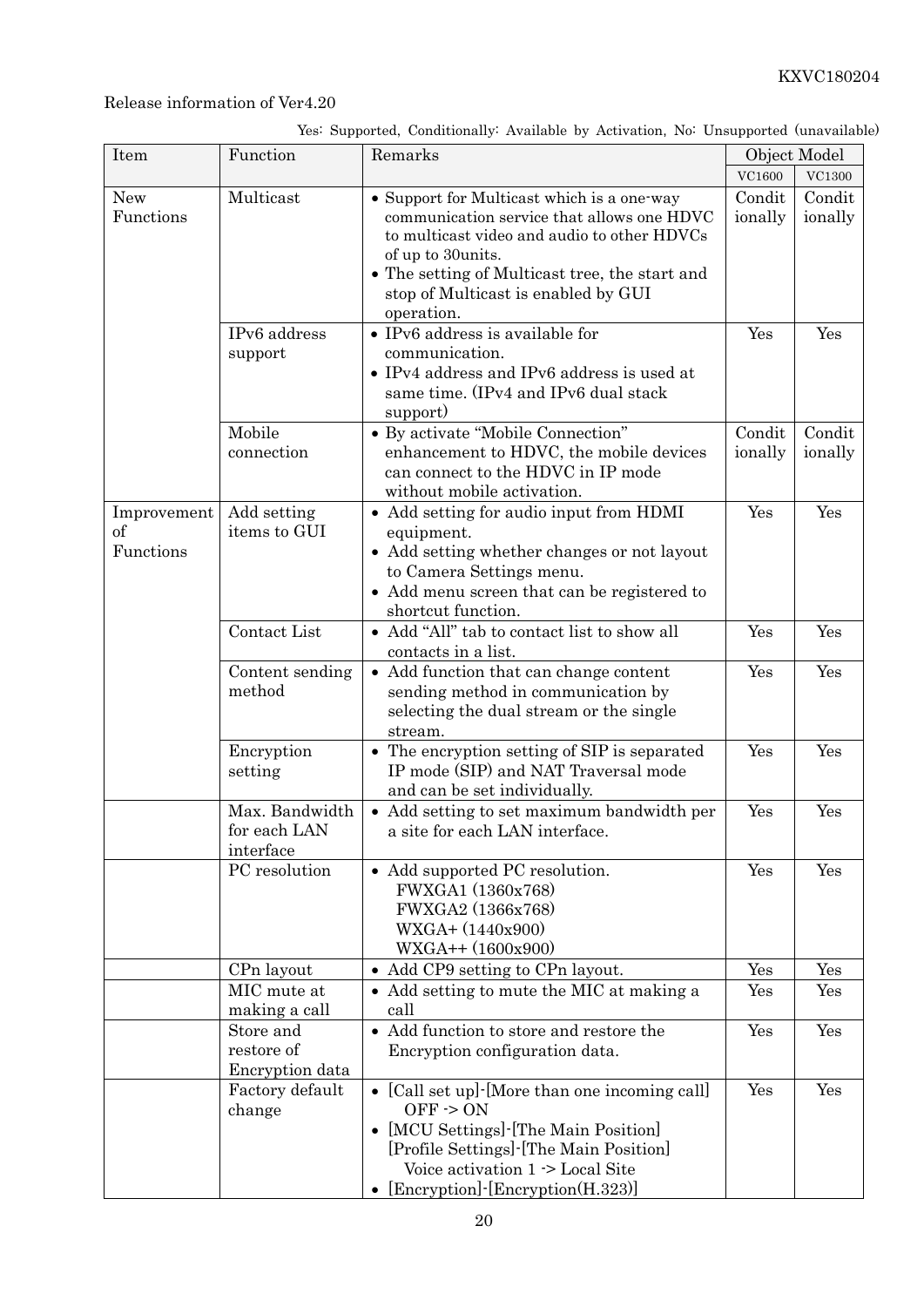Release information of Ver4.20

Yes: Supported, Conditionally: Available by Activation, No: Unsupported (unavailable)

| Item | Function | Remarks | Object Model | |
|---|---|---|---|---|
| | | | VC1600 | VC1300 |
| New Functions | Multicast | • Support for Multicast which is a one-way communication service that allows one HDVC to multicast video and audio to other HDVCs of up to 30units.<br>• The setting of Multicast tree, the start and stop of Multicast is enabled by GUI operation. | Conditionally | Conditionally |
| | IPv6 address support | • IPv6 address is available for communication.<br>• IPv4 address and IPv6 address is used at same time. (IPv4 and IPv6 dual stack support) | Yes | Yes |
| | Mobile connection | • By activate “Mobile Connection” enhancement to HDVC, the mobile devices can connect to the HDVC in IP mode without mobile activation. | Conditionally | Conditionally |
| Improvement of Functions | Add setting items to GUI | • Add setting for audio input from HDMI equipment.<br>• Add setting whether changes or not layout to Camera Settings menu.<br>• Add menu screen that can be registered to shortcut function. | Yes | Yes |
| | Contact List | • Add “All” tab to contact list to show all contacts in a list. | Yes | Yes |
| | Content sending method | • Add function that can change content sending method in communication by selecting the dual stream or the single stream. | Yes | Yes |
| | Encryption setting | • The encryption setting of SIP is separated IP mode (SIP) and NAT Traversal mode and can be set individually. | Yes | Yes |
| | Max. Bandwidth for each LAN interface | • Add setting to set maximum bandwidth per a site for each LAN interface. | Yes | Yes |
| | PC resolution | • Add supported PC resolution.<br>FWXGA1 (1360x768)<br>FWXGA2 (1366x768)<br>WXGA+ (1440x900)<br>WXGA++ (1600x900) | Yes | Yes |
| | CPn layout | • Add CP9 setting to CPn layout. | Yes | Yes |
| | MIC mute at making a call | • Add setting to mute the MIC at making a call | Yes | Yes |
| | Store and restore of Encryption data | • Add function to store and restore the Encryption configuration data. | Yes | Yes |
| | Factory default change | • [Call set up]-[More than one incoming call] OFF -> ON<br>• [MCU Settings]-[The Main Position] [Profile Settings]-[The Main Position] Voice activation 1 -> Local Site<br>• [Encryption]-[Encryption(H.323)] | Yes | Yes |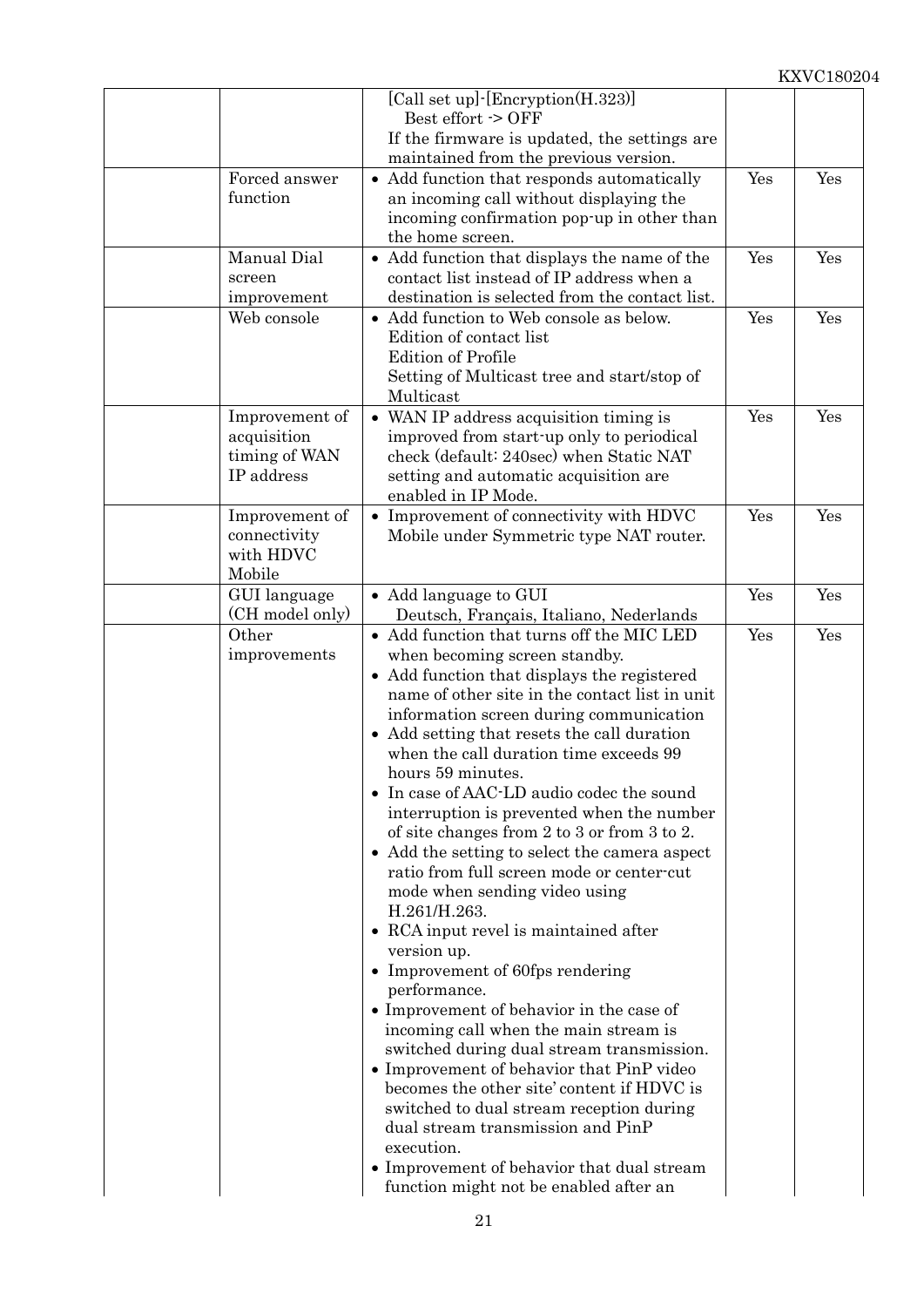| | | | | |
|---|---|---|---|---|
| | | [Call set up]-[Encryption(H.323)]<br>Best effort -> OFF<br>If the firmware is updated, the settings are maintained from the previous version. | | |
| | Forced answer function | • Add function that responds automatically an incoming call without displaying the incoming confirmation pop-up in other than the home screen. | Yes | Yes |
| | Manual Dial screen improvement | • Add function that displays the name of the contact list instead of IP address when a destination is selected from the contact list. | Yes | Yes |
| | Web console | • Add function to Web console as below.<br>Edition of contact list<br>Edition of Profile<br>Setting of Multicast tree and start/stop of Multicast | Yes | Yes |
| | Improvement of acquisition timing of WAN IP address | • WAN IP address acquisition timing is improved from start-up only to periodical check (default: 240sec) when Static NAT setting and automatic acquisition are enabled in IP Mode. | Yes | Yes |
| | Improvement of connectivity with HDVC Mobile | • Improvement of connectivity with HDVC Mobile under Symmetric type NAT router. | Yes | Yes |
| | GUI language (CH model only) | • Add language to GUI<br>Deutsch, Français, Italiano, Nederlands | Yes | Yes |
| | Other improvements | • Add function that turns off the MIC LED when becoming screen standby.<br>• Add function that displays the registered name of other site in the contact list in unit information screen during communication<br>• Add setting that resets the call duration when the call duration time exceeds 99 hours 59 minutes.<br>• In case of AAC-LD audio codec the sound interruption is prevented when the number of site changes from 2 to 3 or from 3 to 2.<br>• Add the setting to select the camera aspect ratio from full screen mode or center-cut mode when sending video using H.261/H.263.<br>• RCA input revel is maintained after version up.<br>• Improvement of 60fps rendering performance.<br>• Improvement of behavior in the case of incoming call when the main stream is switched during dual stream transmission.<br>• Improvement of behavior that PinP video becomes the other site' content if HDVC is switched to dual stream reception during dual stream transmission and PinP execution.<br>• Improvement of behavior that dual stream function might not be enabled after an | Yes | Yes |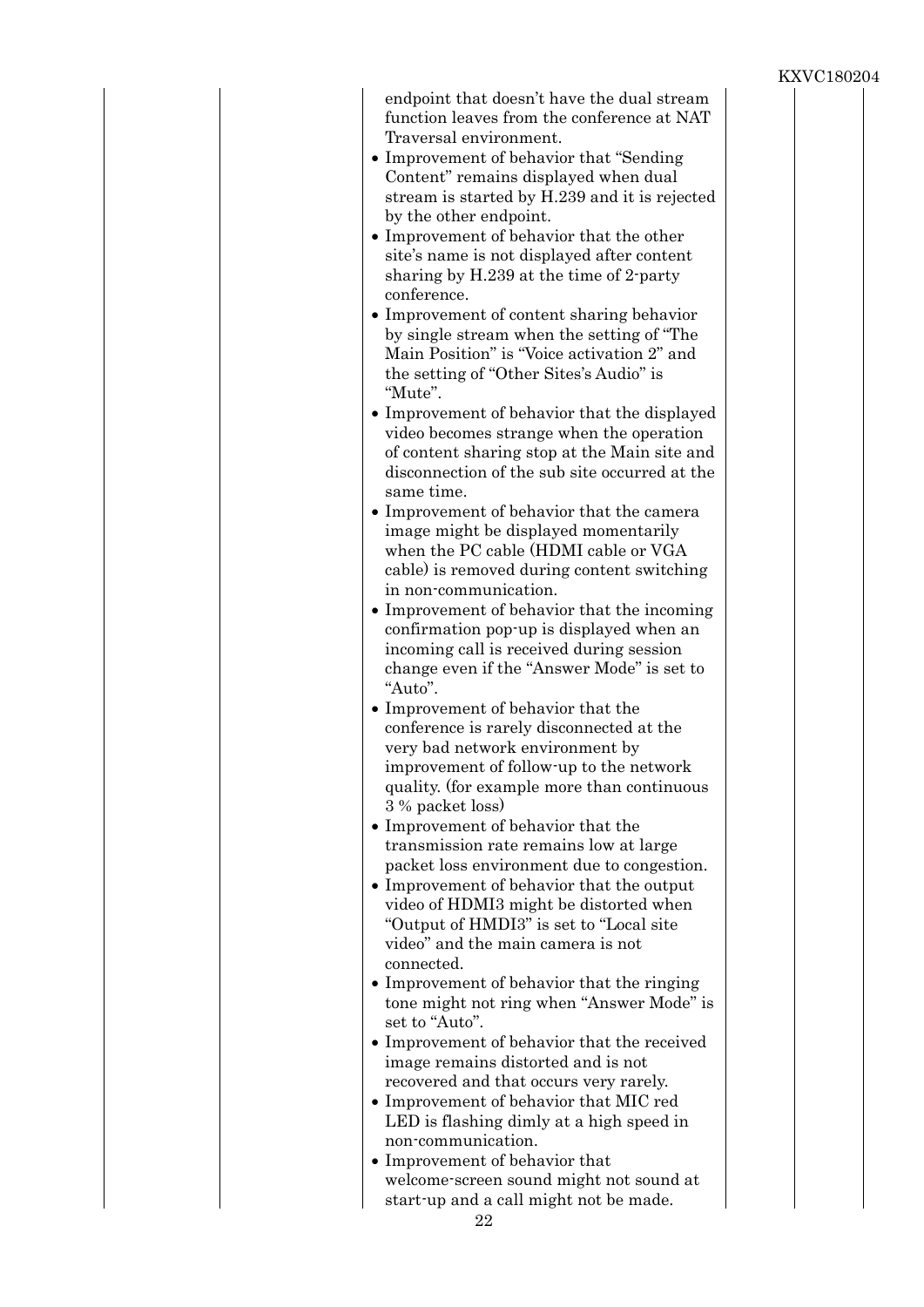| | | | | |
|---|---|---|---|---|
| | | endpoint that doesn't have the dual stream function leaves from the conference at NAT Traversal environment.<br>• Improvement of behavior that "Sending Content" remains displayed when dual stream is started by H.239 and it is rejected by the other endpoint.<br>• Improvement of behavior that the other site's name is not displayed after content sharing by H.239 at the time of 2-party conference.<br>• Improvement of content sharing behavior by single stream when the setting of "The Main Position" is "Voice activation 2" and the setting of "Other Sites's Audio" is "Mute".<br>• Improvement of behavior that the displayed video becomes strange when the operation of content sharing stop at the Main site and disconnection of the sub site occurred at the same time.<br>• Improvement of behavior that the camera image might be displayed momentarily when the PC cable (HDMI cable or VGA cable) is removed during content switching in non-communication.<br>• Improvement of behavior that the incoming confirmation pop-up is displayed when an incoming call is received during session change even if the "Answer Mode" is set to "Auto".<br>• Improvement of behavior that the conference is rarely disconnected at the very bad network environment by improvement of follow-up to the network quality. (for example more than continuous 3 % packet loss)<br>• Improvement of behavior that the transmission rate remains low at large packet loss environment due to congestion.<br>• Improvement of behavior that the output video of HDMI3 might be distorted when "Output of HMDI3" is set to "Local site video" and the main camera is not connected.<br>• Improvement of behavior that the ringing tone might not ring when "Answer Mode" is set to "Auto".<br>• Improvement of behavior that the received image remains distorted and is not recovered and that occurs very rarely.<br>• Improvement of behavior that MIC red LED is flashing dimly at a high speed in non-communication.<br>• Improvement of behavior that welcome-screen sound might not sound at start-up and a call might not be made. | | |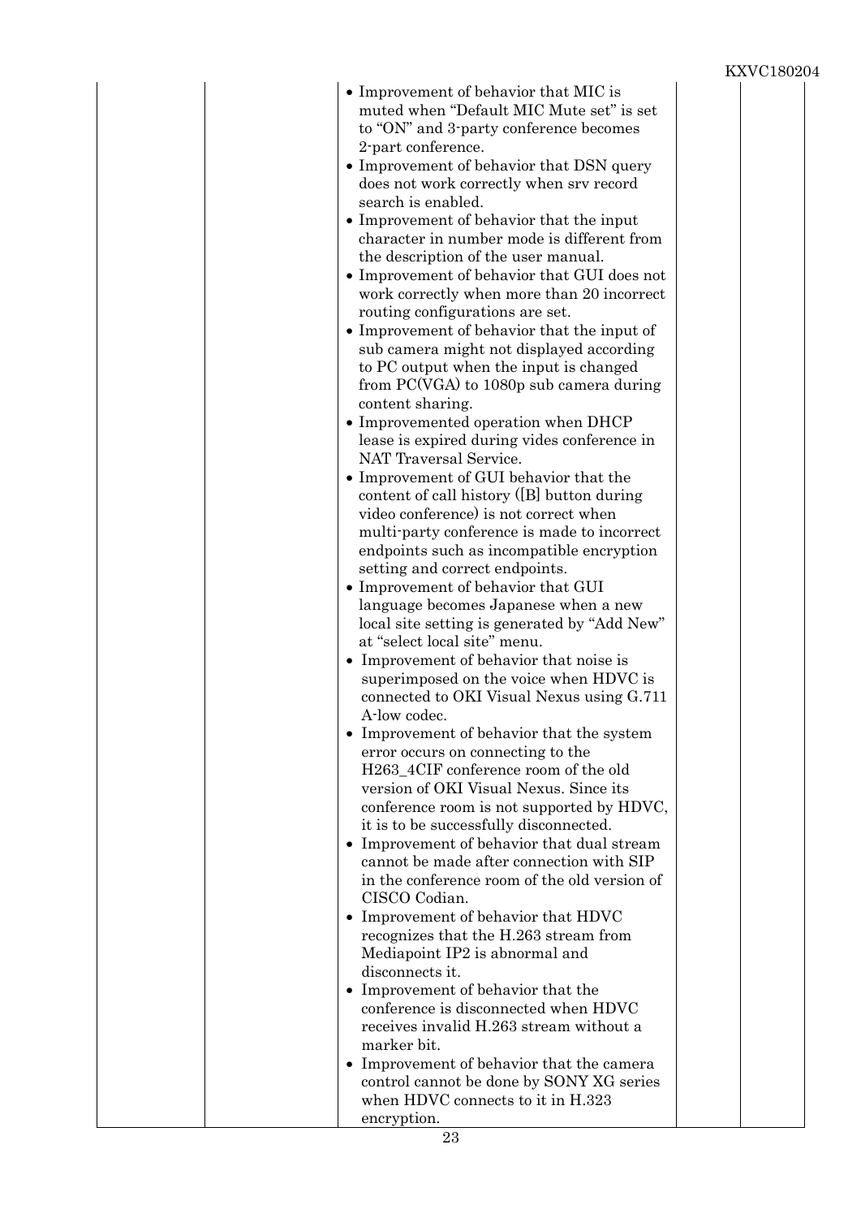| | | | | |
|---|---|---|---|---|
| | | • Improvement of behavior that MIC is muted when “Default MIC Mute set” is set to “ON” and 3-party conference becomes 2-part conference.<br>• Improvement of behavior that DSN query does not work correctly when srv record search is enabled.<br>• Improvement of behavior that the input character in number mode is different from the description of the user manual.<br>• Improvement of behavior that GUI does not work correctly when more than 20 incorrect routing configurations are set.<br>• Improvement of behavior that the input of sub camera might not displayed according to PC output when the input is changed from PC(VGA) to 1080p sub camera during content sharing.<br>• Improvemented operation when DHCP lease is expired during vides conference in NAT Traversal Service.<br>• Improvement of GUI behavior that the content of call history ([B] button during video conference) is not correct when multi-party conference is made to incorrect endpoints such as incompatible encryption setting and correct endpoints.<br>• Improvement of behavior that GUI language becomes Japanese when a new local site setting is generated by “Add New” at “select local site” menu.<br>• Improvement of behavior that noise is superimposed on the voice when HDVC is connected to OKI Visual Nexus using G.711 A-low codec.<br>• Improvement of behavior that the system error occurs on connecting to the H263_4CIF conference room of the old version of OKI Visual Nexus. Since its conference room is not supported by HDVC, it is to be successfully disconnected.<br>• Improvement of behavior that dual stream cannot be made after connection with SIP in the conference room of the old version of CISCO Codian.<br>• Improvement of behavior that HDVC recognizes that the H.263 stream from Mediapoint IP2 is abnormal and disconnects it.<br>• Improvement of behavior that the conference is disconnected when HDVC receives invalid H.263 stream without a marker bit.<br>• Improvement of behavior that the camera control cannot be done by SONY XG series when HDVC connects to it in H.323 encryption. | | |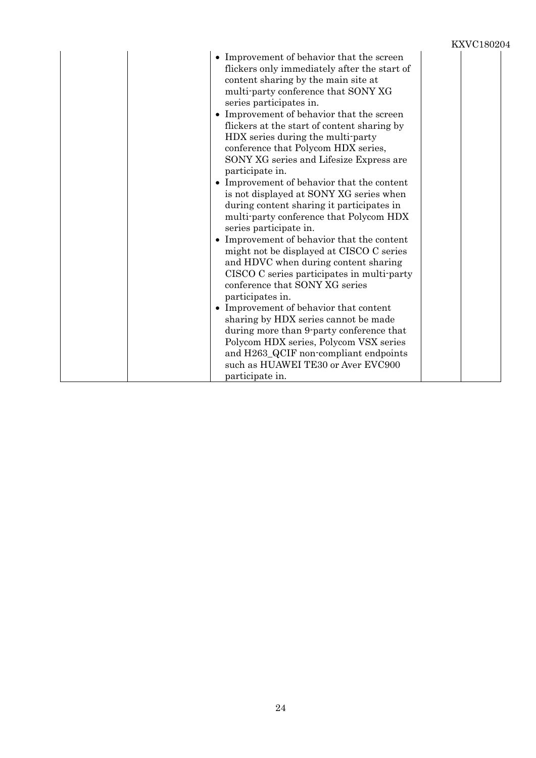| | | | | |
|---|---|---|---|---|
| | | • Improvement of behavior that the screen flickers only immediately after the start of content sharing by the main site at multi-party conference that SONY XG series participates in.<br>• Improvement of behavior that the screen flickers at the start of content sharing by HDX series during the multi-party conference that Polycom HDX series, SONY XG series and Lifesize Express are participate in.<br>• Improvement of behavior that the content is not displayed at SONY XG series when during content sharing it participates in multi-party conference that Polycom HDX series participate in.<br>• Improvement of behavior that the content might not be displayed at CISCO C series and HDVC when during content sharing CISCO C series participates in multi-party conference that SONY XG series participates in.<br>• Improvement of behavior that content sharing by HDX series cannot be made during more than 9-party conference that Polycom HDX series, Polycom VSX series and H263_QCIF non-compliant endpoints such as HUAWEI TE30 or Aver EVC900 participate in. | | |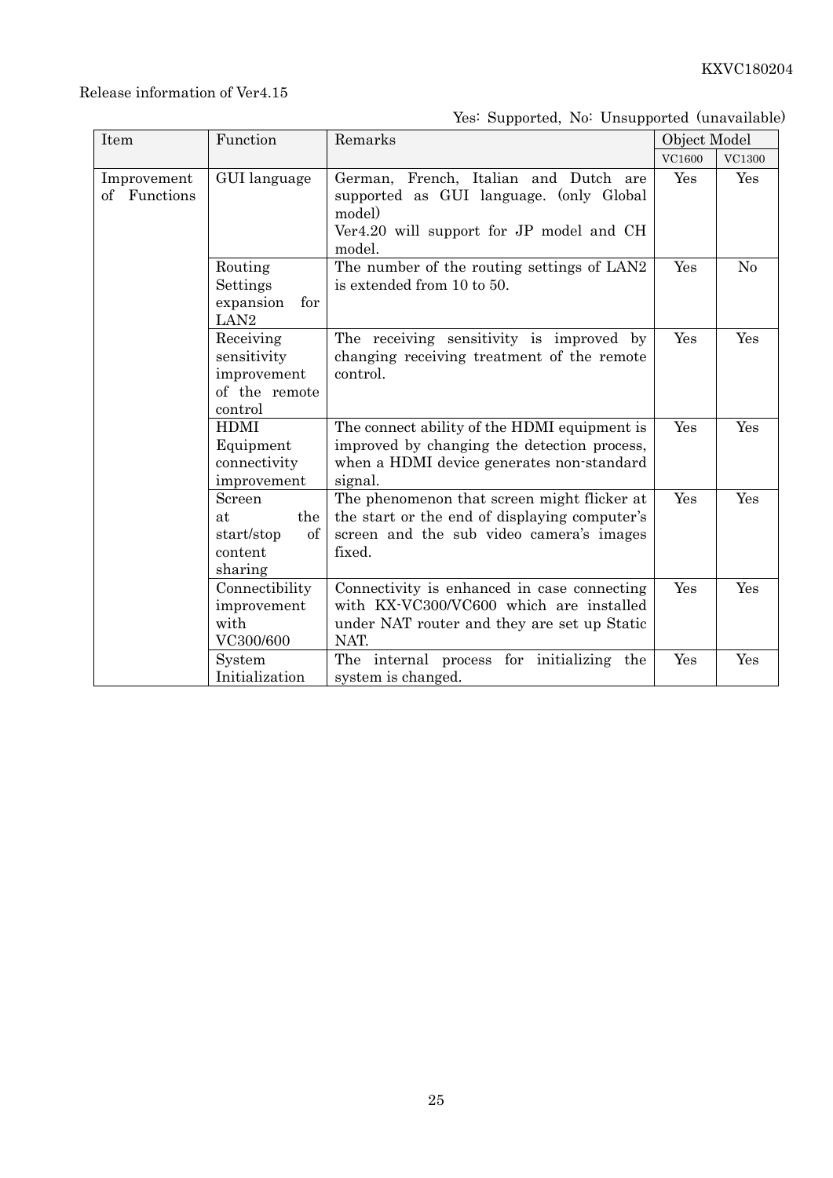KXVC180204

Release information of Ver4.15

Yes: Supported, No: Unsupported (unavailable)

| Item | Function | Remarks | Object Model | |
|---|---|---|---|---|
| | | | VC1600 | VC1300 |
| Improvement of Functions | GUI language | German, French, Italian and Dutch are supported as GUI language. (only Global model)<br>Ver4.20 will support for JP model and CH model. | Yes | Yes |
| | Routing Settings expansion for LAN2 | The number of the routing settings of LAN2 is extended from 10 to 50. | Yes | No |
| | Receiving sensitivity improvement of the remote control | The receiving sensitivity is improved by changing receiving treatment of the remote control. | Yes | Yes |
| | HDMI Equipment connectivity improvement | The connect ability of the HDMI equipment is improved by changing the detection process, when a HDMI device generates non-standard signal. | Yes | Yes |
| | Screen at the start/stop of content sharing | The phenomenon that screen might flicker at the start or the end of displaying computer's screen and the sub video camera's images fixed. | Yes | Yes |
| | Connectibility improvement with VC300/600 | Connectivity is enhanced in case connecting with KX-VC300/VC600 which are installed under NAT router and they are set up Static NAT. | Yes | Yes |
| | System Initialization | The internal process for initializing the system is changed. | Yes | Yes |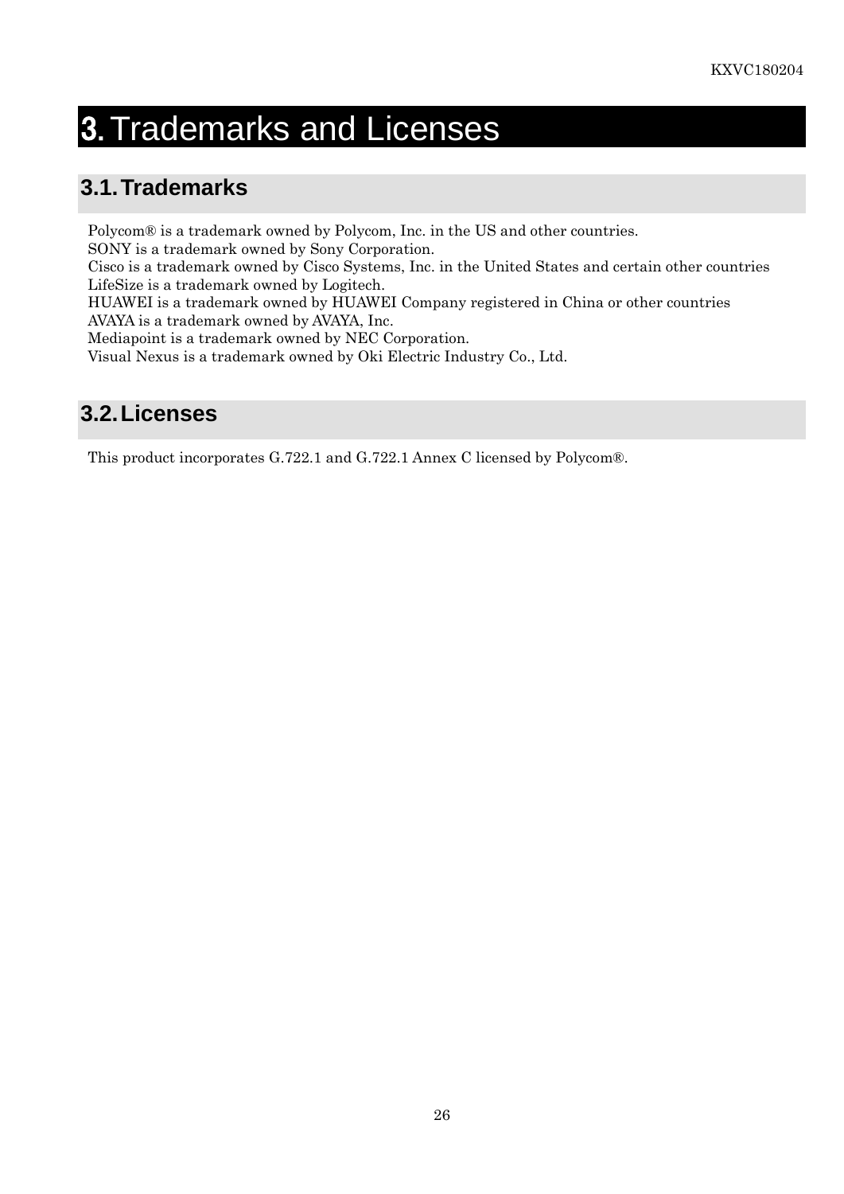# 3. Trademarks and Licenses

## 3.1. Trademarks

Polycom® is a trademark owned by Polycom, Inc. in the US and other countries.
SONY is a trademark owned by Sony Corporation.
Cisco is a trademark owned by Cisco Systems, Inc. in the United States and certain other countries
LifeSize is a trademark owned by Logitech.
HUAWEI is a trademark owned by HUAWEI Company registered in China or other countries
AVAYA is a trademark owned by AVAYA, Inc.
Mediapoint is a trademark owned by NEC Corporation.
Visual Nexus is a trademark owned by Oki Electric Industry Co., Ltd.

## 3.2. Licenses

This product incorporates G.722.1 and G.722.1 Annex C licensed by Polycom®.